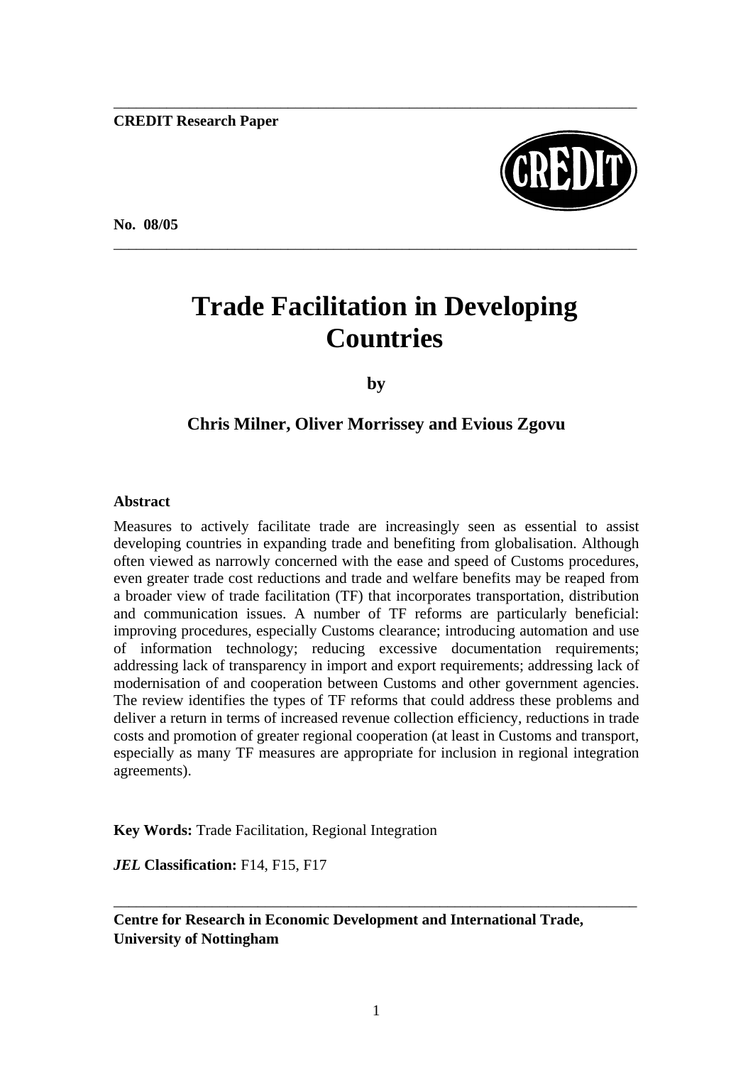**CREDIT Research Paper**

**No. 08/05**

# Trade Facilitation in Developing Countries

**by**

**Chris Milner, Oliver Morrissey and Evious Zgovu**

**Abstract**

Measures to actively facilitate trade are increasingly seen as essential to assist developing countries in expanding trade and benefiting from globalisation. Although often viewed as narrowly concerned with the ease and speed of Customs procedures, even greater trade cost reductions and trade and welfare benefits may be reaped from a broader view of trade facilitation (TF) that incorporates transportation, distribution and communication issues. A number of TF reforms are particularly beneficial: improving procedures, especially Customs clearance; introducing automation and use of information technology; reducing excessive documentation requirements; addressing lack of transparency in import and export requirements; addressing lack of modernisation of and cooperation between Customs and other government agencies. The review identifies the types of TF reforms that could address these problems and deliver a return in terms of increased revenue collection efficiency, reductions in trade costs and promotion of greater regional cooperation (at least in Customs and transport, especially as many TF measures are appropriate for inclusion in regional integration agreements).

**Key Words:** Trade Facilitation, Regional Integration

***JEL* Classification:** F14, F15, F17

**Centre for Research in Economic Development and International Trade, University of Nottingham**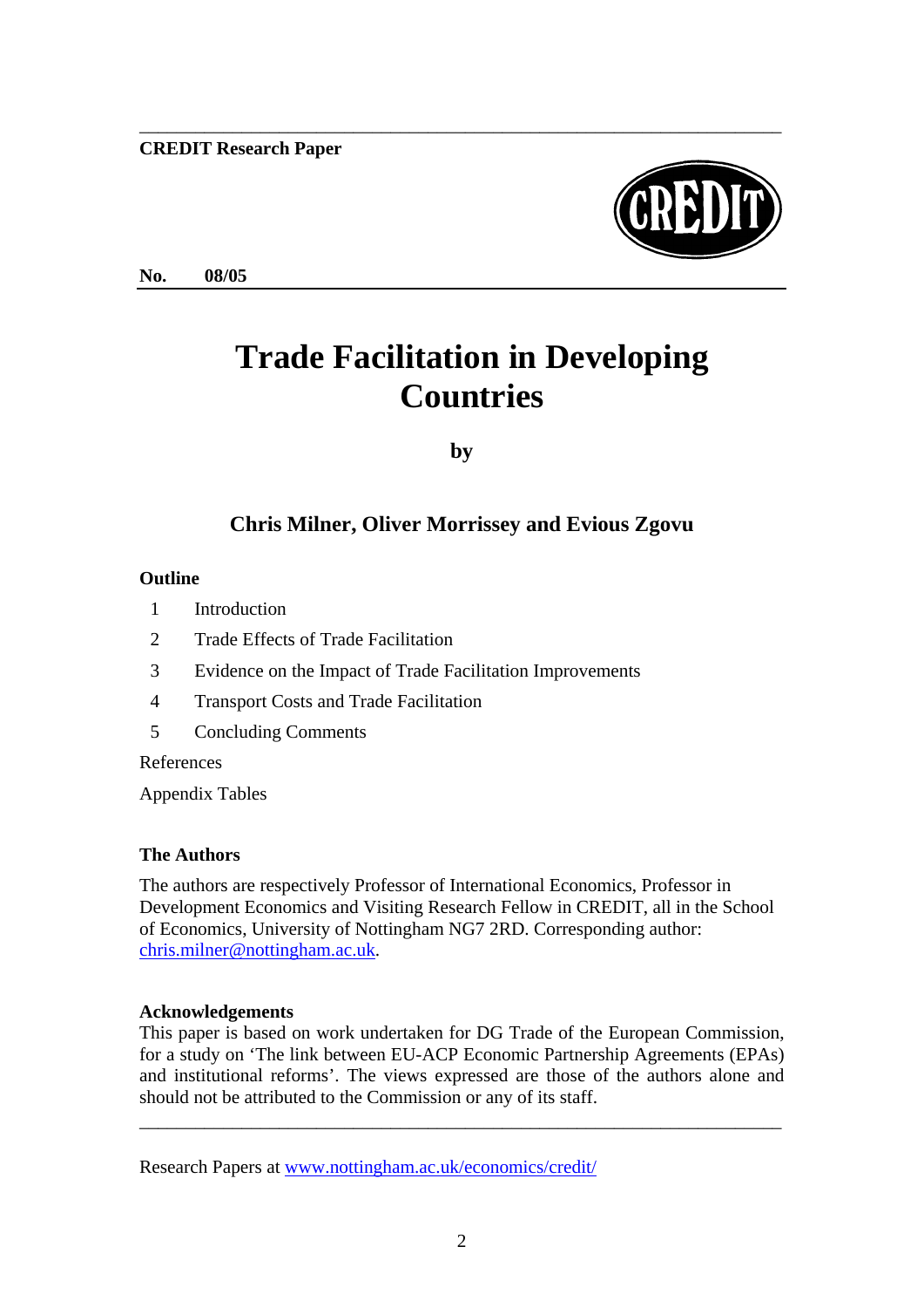**CREDIT Research Paper**

**No. 08/05**

# Trade Facilitation in Developing Countries

**by**

**Chris Milner, Oliver Morrissey and Evious Zgovu**

**Outline**

1. Introduction
2. Trade Effects of Trade Facilitation
3. Evidence on the Impact of Trade Facilitation Improvements
4. Transport Costs and Trade Facilitation
5. Concluding Comments

References

Appendix Tables

**The Authors**

The authors are respectively Professor of International Economics, Professor in Development Economics and Visiting Research Fellow in CREDIT, all in the School of Economics, University of Nottingham NG7 2RD. Corresponding author: chris.milner@nottingham.ac.uk.

**Acknowledgements**

This paper is based on work undertaken for DG Trade of the European Commission, for a study on 'The link between EU-ACP Economic Partnership Agreements (EPAs) and institutional reforms'. The views expressed are those of the authors alone and should not be attributed to the Commission or any of its staff.

Research Papers at www.nottingham.ac.uk/economics/credit/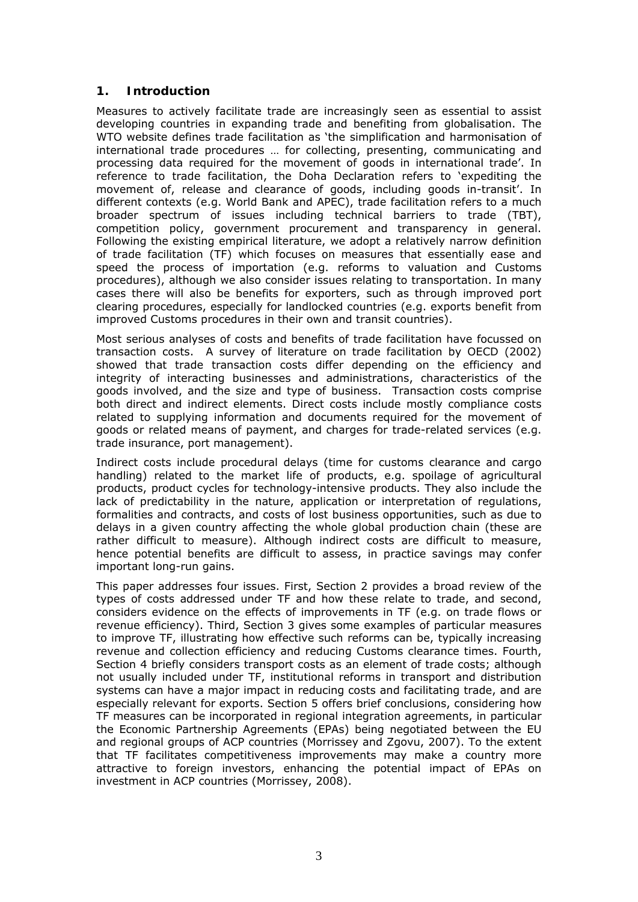## 1. Introduction

Measures to actively facilitate trade are increasingly seen as essential to assist developing countries in expanding trade and benefiting from globalisation. The WTO website defines trade facilitation as 'the simplification and harmonisation of international trade procedures … for collecting, presenting, communicating and processing data required for the movement of goods in international trade'. In reference to trade facilitation, the Doha Declaration refers to 'expediting the movement of, release and clearance of goods, including goods in-transit'. In different contexts (e.g. World Bank and APEC), trade facilitation refers to a much broader spectrum of issues including technical barriers to trade (TBT), competition policy, government procurement and transparency in general. Following the existing empirical literature, we adopt a relatively narrow definition of trade facilitation (TF) which focuses on measures that essentially ease and speed the process of importation (e.g. reforms to valuation and Customs procedures), although we also consider issues relating to transportation. In many cases there will also be benefits for exporters, such as through improved port clearing procedures, especially for landlocked countries (e.g. exports benefit from improved Customs procedures in their own and transit countries).

Most serious analyses of costs and benefits of trade facilitation have focussed on transaction costs. A survey of literature on trade facilitation by OECD (2002) showed that trade transaction costs differ depending on the efficiency and integrity of interacting businesses and administrations, characteristics of the goods involved, and the size and type of business. Transaction costs comprise both direct and indirect elements. Direct costs include mostly compliance costs related to supplying information and documents required for the movement of goods or related means of payment, and charges for trade-related services (e.g. trade insurance, port management).

Indirect costs include procedural delays (time for customs clearance and cargo handling) related to the market life of products, e.g. spoilage of agricultural products, product cycles for technology-intensive products. They also include the lack of predictability in the nature, application or interpretation of regulations, formalities and contracts, and costs of lost business opportunities, such as due to delays in a given country affecting the whole global production chain (these are rather difficult to measure). Although indirect costs are difficult to measure, hence potential benefits are difficult to assess, in practice savings may confer important long-run gains.

This paper addresses four issues. First, Section 2 provides a broad review of the types of costs addressed under TF and how these relate to trade, and second, considers evidence on the effects of improvements in TF (e.g. on trade flows or revenue efficiency). Third, Section 3 gives some examples of particular measures to improve TF, illustrating how effective such reforms can be, typically increasing revenue and collection efficiency and reducing Customs clearance times. Fourth, Section 4 briefly considers transport costs as an element of trade costs; although not usually included under TF, institutional reforms in transport and distribution systems can have a major impact in reducing costs and facilitating trade, and are especially relevant for exports. Section 5 offers brief conclusions, considering how TF measures can be incorporated in regional integration agreements, in particular the Economic Partnership Agreements (EPAs) being negotiated between the EU and regional groups of ACP countries (Morrissey and Zgovu, 2007). To the extent that TF facilitates competitiveness improvements may make a country more attractive to foreign investors, enhancing the potential impact of EPAs on investment in ACP countries (Morrissey, 2008).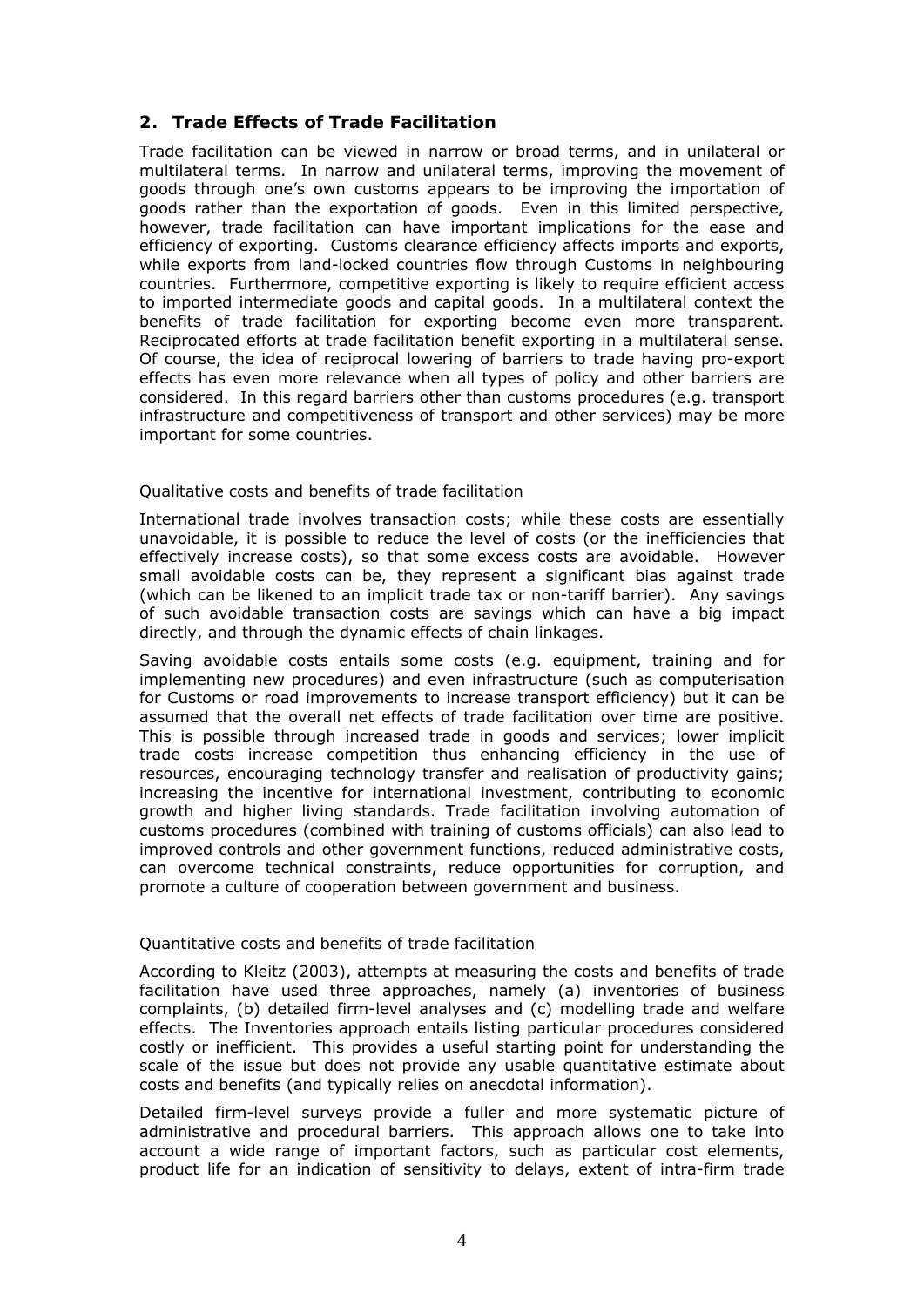## 2. Trade Effects of Trade Facilitation

Trade facilitation can be viewed in narrow or broad terms, and in unilateral or multilateral terms. In narrow and unilateral terms, improving the movement of goods through one's own customs appears to be improving the importation of goods rather than the exportation of goods. Even in this limited perspective, however, trade facilitation can have important implications for the ease and efficiency of exporting. Customs clearance efficiency affects imports and exports, while exports from land-locked countries flow through Customs in neighbouring countries. Furthermore, competitive exporting is likely to require efficient access to imported intermediate goods and capital goods. In a multilateral context the benefits of trade facilitation for exporting become even more transparent. Reciprocated efforts at trade facilitation benefit exporting in a multilateral sense. Of course, the idea of reciprocal lowering of barriers to trade having pro-export effects has even more relevance when all types of policy and other barriers are considered. In this regard barriers other than customs procedures (e.g. transport infrastructure and competitiveness of transport and other services) may be more important for some countries.

### Qualitative costs and benefits of trade facilitation

International trade involves transaction costs; while these costs are essentially unavoidable, it is possible to reduce the level of costs (or the inefficiencies that effectively increase costs), so that some excess costs are avoidable. However small avoidable costs can be, they represent a significant bias against trade (which can be likened to an implicit trade tax or non-tariff barrier). Any savings of such avoidable transaction costs are savings which can have a big impact directly, and through the dynamic effects of chain linkages.

Saving avoidable costs entails some costs (e.g. equipment, training and for implementing new procedures) and even infrastructure (such as computerisation for Customs or road improvements to increase transport efficiency) but it can be assumed that the overall net effects of trade facilitation over time are positive. This is possible through increased trade in goods and services; lower implicit trade costs increase competition thus enhancing efficiency in the use of resources, encouraging technology transfer and realisation of productivity gains; increasing the incentive for international investment, contributing to economic growth and higher living standards. Trade facilitation involving automation of customs procedures (combined with training of customs officials) can also lead to improved controls and other government functions, reduced administrative costs, can overcome technical constraints, reduce opportunities for corruption, and promote a culture of cooperation between government and business.

### Quantitative costs and benefits of trade facilitation

According to Kleitz (2003), attempts at measuring the costs and benefits of trade facilitation have used three approaches, namely (a) inventories of business complaints, (b) detailed firm-level analyses and (c) modelling trade and welfare effects. The Inventories approach entails listing particular procedures considered costly or inefficient. This provides a useful starting point for understanding the scale of the issue but does not provide any usable quantitative estimate about costs and benefits (and typically relies on anecdotal information).

Detailed firm-level surveys provide a fuller and more systematic picture of administrative and procedural barriers. This approach allows one to take into account a wide range of important factors, such as particular cost elements, product life for an indication of sensitivity to delays, extent of intra-firm trade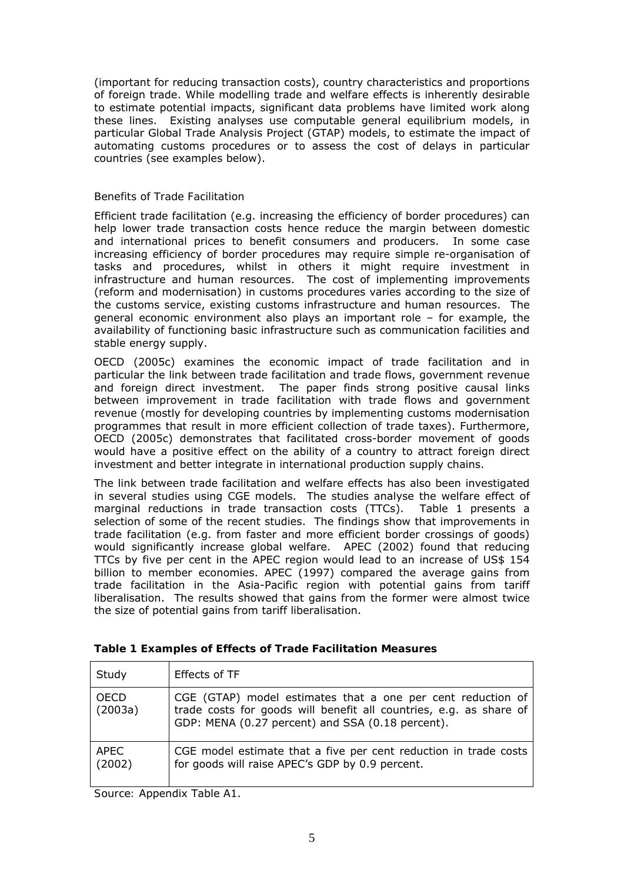(important for reducing transaction costs), country characteristics and proportions of foreign trade. While modelling trade and welfare effects is inherently desirable to estimate potential impacts, significant data problems have limited work along these lines. Existing analyses use computable general equilibrium models, in particular Global Trade Analysis Project (GTAP) models, to estimate the impact of automating customs procedures or to assess the cost of delays in particular countries (see examples below).

Benefits of Trade Facilitation

Efficient trade facilitation (e.g. increasing the efficiency of border procedures) can help lower trade transaction costs hence reduce the margin between domestic and international prices to benefit consumers and producers. In some case increasing efficiency of border procedures may require simple re-organisation of tasks and procedures, whilst in others it might require investment in infrastructure and human resources. The cost of implementing improvements (reform and modernisation) in customs procedures varies according to the size of the customs service, existing customs infrastructure and human resources. The general economic environment also plays an important role – for example, the availability of functioning basic infrastructure such as communication facilities and stable energy supply.

OECD (2005c) examines the economic impact of trade facilitation and in particular the link between trade facilitation and trade flows, government revenue and foreign direct investment. The paper finds strong positive causal links between improvement in trade facilitation with trade flows and government revenue (mostly for developing countries by implementing customs modernisation programmes that result in more efficient collection of trade taxes). Furthermore, OECD (2005c) demonstrates that facilitated cross-border movement of goods would have a positive effect on the ability of a country to attract foreign direct investment and better integrate in international production supply chains.

The link between trade facilitation and welfare effects has also been investigated in several studies using CGE models. The studies analyse the welfare effect of marginal reductions in trade transaction costs (TTCs). Table 1 presents a selection of some of the recent studies. The findings show that improvements in trade facilitation (e.g. from faster and more efficient border crossings of goods) would significantly increase global welfare. APEC (2002) found that reducing TTCs by five per cent in the APEC region would lead to an increase of US$ 154 billion to member economies. APEC (1997) compared the average gains from trade facilitation in the Asia-Pacific region with potential gains from tariff liberalisation. The results showed that gains from the former were almost twice the size of potential gains from tariff liberalisation.

**Table 1 Examples of Effects of Trade Facilitation Measures**

| Study | Effects of TF |
|---|---|
| OECD (2003a) | CGE (GTAP) model estimates that a one per cent reduction of trade costs for goods will benefit all countries, e.g. as share of GDP: MENA (0.27 percent) and SSA (0.18 percent). |
| APEC (2002) | CGE model estimate that a five per cent reduction in trade costs for goods will raise APEC's GDP by 0.9 percent. |

Source: Appendix Table A1.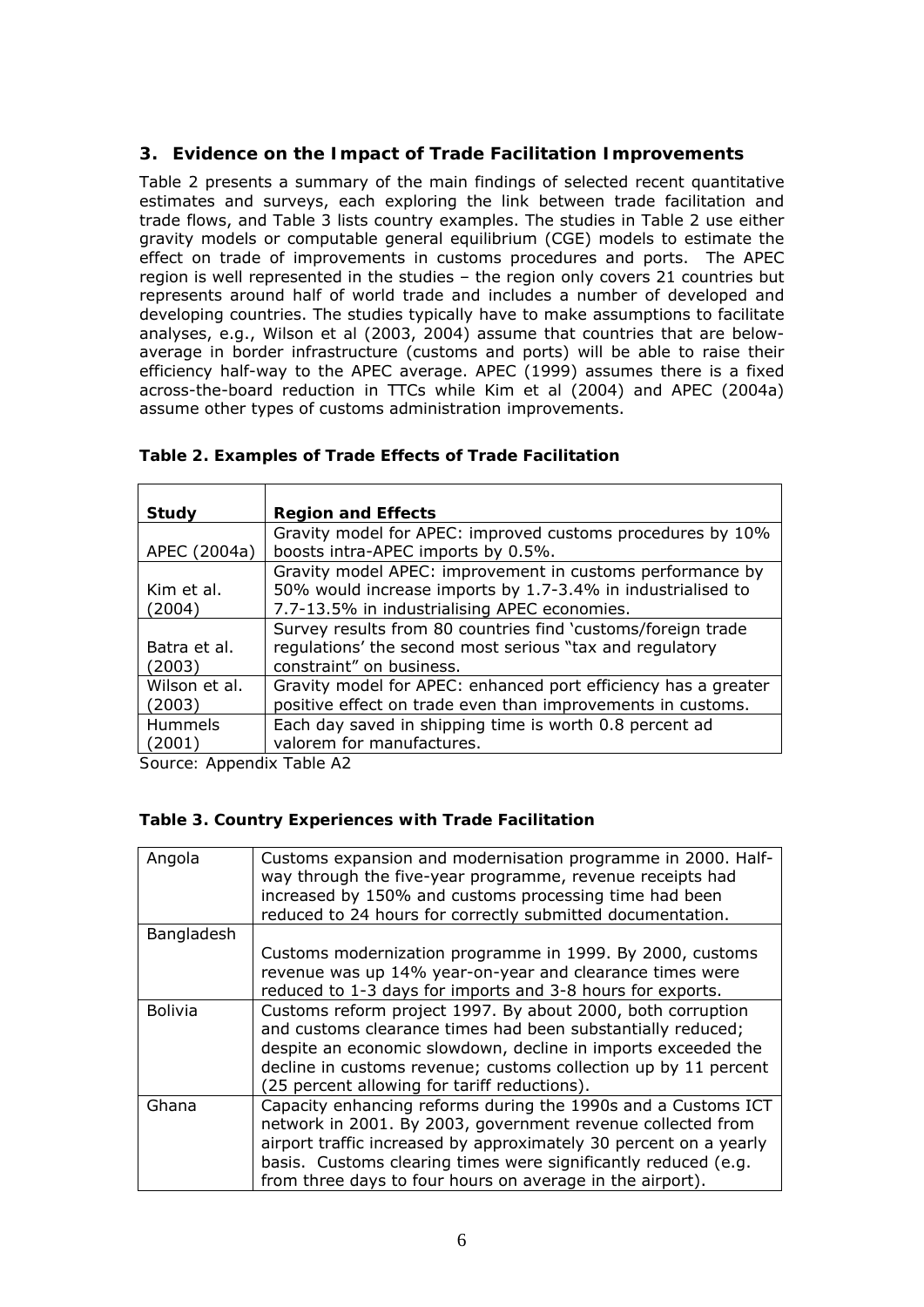## 3. Evidence on the Impact of Trade Facilitation Improvements

Table 2 presents a summary of the main findings of selected recent quantitative estimates and surveys, each exploring the link between trade facilitation and trade flows, and Table 3 lists country examples. The studies in Table 2 use either gravity models or computable general equilibrium (CGE) models to estimate the effect on trade of improvements in customs procedures and ports. The APEC region is well represented in the studies – the region only covers 21 countries but represents around half of world trade and includes a number of developed and developing countries. The studies typically have to make assumptions to facilitate analyses, e.g., Wilson et al (2003, 2004) assume that countries that are below-average in border infrastructure (customs and ports) will be able to raise their efficiency half-way to the APEC average. APEC (1999) assumes there is a fixed across-the-board reduction in TTCs while Kim et al (2004) and APEC (2004a) assume other types of customs administration improvements.

**Table 2. Examples of Trade Effects of Trade Facilitation**

| Study | Region and Effects |
|---|---|
| APEC (2004a) | Gravity model for APEC: improved customs procedures by 10% boosts intra-APEC imports by 0.5%. |
| Kim et al. (2004) | Gravity model APEC: improvement in customs performance by 50% would increase imports by 1.7-3.4% in industrialised to 7.7-13.5% in industrialising APEC economies. |
| Batra et al. (2003) | Survey results from 80 countries find 'customs/foreign trade regulations' the second most serious "tax and regulatory constraint" on business. |
| Wilson et al. (2003) | Gravity model for APEC: enhanced port efficiency has a greater positive effect on trade even than improvements in customs. |
| Hummels (2001) | Each day saved in shipping time is worth 0.8 percent ad valorem for manufactures. |

Source: Appendix Table A2

**Table 3. Country Experiences with Trade Facilitation**

| Country | Experience |
|---|---|
| Angola | Customs expansion and modernisation programme in 2000. Half-way through the five-year programme, revenue receipts had increased by 150% and customs processing time had been reduced to 24 hours for correctly submitted documentation. |
| Bangladesh | Customs modernization programme in 1999. By 2000, customs revenue was up 14% year-on-year and clearance times were reduced to 1-3 days for imports and 3-8 hours for exports. |
| Bolivia | Customs reform project 1997. By about 2000, both corruption and customs clearance times had been substantially reduced; despite an economic slowdown, decline in imports exceeded the decline in customs revenue; customs collection up by 11 percent (25 percent allowing for tariff reductions). |
| Ghana | Capacity enhancing reforms during the 1990s and a Customs ICT network in 2001. By 2003, government revenue collected from airport traffic increased by approximately 30 percent on a yearly basis. Customs clearing times were significantly reduced (e.g. from three days to four hours on average in the airport). |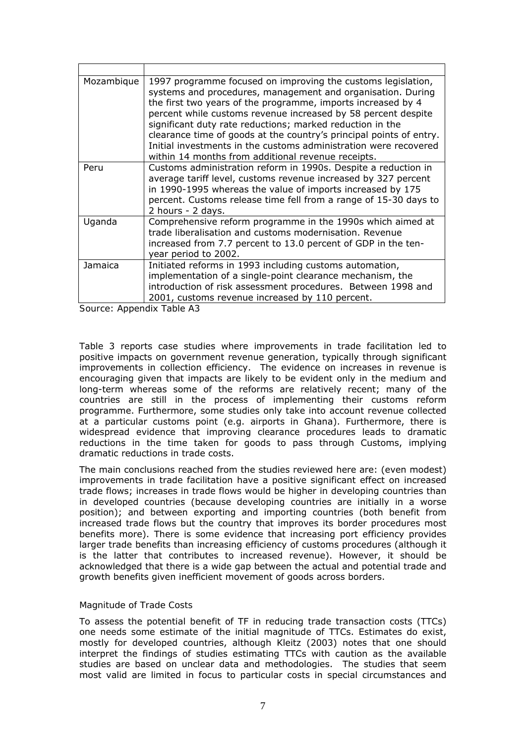| | |
|---|---|
| Mozambique | 1997 programme focused on improving the customs legislation, systems and procedures, management and organisation. During the first two years of the programme, imports increased by 4 percent while customs revenue increased by 58 percent despite significant duty rate reductions; marked reduction in the clearance time of goods at the country's principal points of entry. Initial investments in the customs administration were recovered within 14 months from additional revenue receipts. |
| Peru | Customs administration reform in 1990s. Despite a reduction in average tariff level, customs revenue increased by 327 percent in 1990-1995 whereas the value of imports increased by 175 percent. Customs release time fell from a range of 15-30 days to 2 hours - 2 days. |
| Uganda | Comprehensive reform programme in the 1990s which aimed at trade liberalisation and customs modernisation. Revenue increased from 7.7 percent to 13.0 percent of GDP in the ten-year period to 2002. |
| Jamaica | Initiated reforms in 1993 including customs automation, implementation of a single-point clearance mechanism, the introduction of risk assessment procedures. Between 1998 and 2001, customs revenue increased by 110 percent. |

Source: Appendix Table A3

Table 3 reports case studies where improvements in trade facilitation led to positive impacts on government revenue generation, typically through significant improvements in collection efficiency. The evidence on increases in revenue is encouraging given that impacts are likely to be evident only in the medium and long-term whereas some of the reforms are relatively recent; many of the countries are still in the process of implementing their customs reform programme. Furthermore, some studies only take into account revenue collected at a particular customs point (e.g. airports in Ghana). Furthermore, there is widespread evidence that improving clearance procedures leads to dramatic reductions in the time taken for goods to pass through Customs, implying dramatic reductions in trade costs.

The main conclusions reached from the studies reviewed here are: (even modest) improvements in trade facilitation have a positive significant effect on increased trade flows; increases in trade flows would be higher in developing countries than in developed countries (because developing countries are initially in a worse position); and between exporting and importing countries (both benefit from increased trade flows but the country that improves its border procedures most benefits more). There is some evidence that increasing port efficiency provides larger trade benefits than increasing efficiency of customs procedures (although it is the latter that contributes to increased revenue). However, it should be acknowledged that there is a wide gap between the actual and potential trade and growth benefits given inefficient movement of goods across borders.

### Magnitude of Trade Costs

To assess the potential benefit of TF in reducing trade transaction costs (TTCs) one needs some estimate of the initial magnitude of TTCs. Estimates do exist, mostly for developed countries, although Kleitz (2003) notes that one should interpret the findings of studies estimating TTCs with caution as the available studies are based on unclear data and methodologies. The studies that seem most valid are limited in focus to particular costs in special circumstances and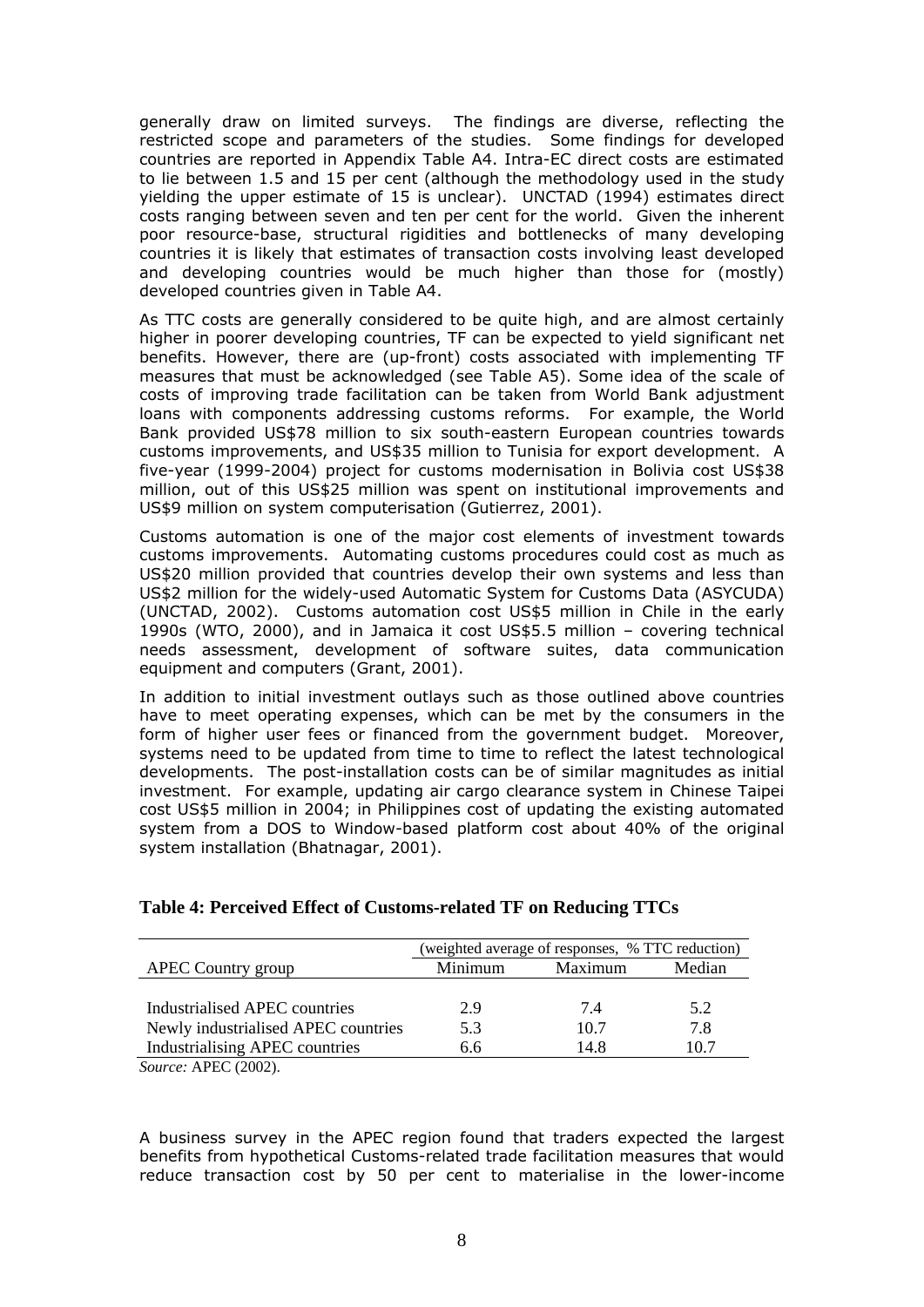generally draw on limited surveys. The findings are diverse, reflecting the restricted scope and parameters of the studies. Some findings for developed countries are reported in Appendix Table A4. Intra-EC direct costs are estimated to lie between 1.5 and 15 per cent (although the methodology used in the study yielding the upper estimate of 15 is unclear). UNCTAD (1994) estimates direct costs ranging between seven and ten per cent for the world. Given the inherent poor resource-base, structural rigidities and bottlenecks of many developing countries it is likely that estimates of transaction costs involving least developed and developing countries would be much higher than those for (mostly) developed countries given in Table A4.

As TTC costs are generally considered to be quite high, and are almost certainly higher in poorer developing countries, TF can be expected to yield significant net benefits. However, there are (up-front) costs associated with implementing TF measures that must be acknowledged (see Table A5). Some idea of the scale of costs of improving trade facilitation can be taken from World Bank adjustment loans with components addressing customs reforms. For example, the World Bank provided US$78 million to six south-eastern European countries towards customs improvements, and US$35 million to Tunisia for export development. A five-year (1999-2004) project for customs modernisation in Bolivia cost US$38 million, out of this US$25 million was spent on institutional improvements and US$9 million on system computerisation (Gutierrez, 2001).

Customs automation is one of the major cost elements of investment towards customs improvements. Automating customs procedures could cost as much as US$20 million provided that countries develop their own systems and less than US$2 million for the widely-used Automatic System for Customs Data (ASYCUDA) (UNCTAD, 2002). Customs automation cost US$5 million in Chile in the early 1990s (WTO, 2000), and in Jamaica it cost US$5.5 million – covering technical needs assessment, development of software suites, data communication equipment and computers (Grant, 2001).

In addition to initial investment outlays such as those outlined above countries have to meet operating expenses, which can be met by the consumers in the form of higher user fees or financed from the government budget. Moreover, systems need to be updated from time to time to reflect the latest technological developments. The post-installation costs can be of similar magnitudes as initial investment. For example, updating air cargo clearance system in Chinese Taipei cost US$5 million in 2004; in Philippines cost of updating the existing automated system from a DOS to Window-based platform cost about 40% of the original system installation (Bhatnagar, 2001).

**Table 4: Perceived Effect of Customs-related TF on Reducing TTCs**

| | (weighted average of responses, % TTC reduction) | | |
|---|---|---|---|
| APEC Country group | Minimum | Maximum | Median |
| Industrialised APEC countries | 2.9 | 7.4 | 5.2 |
| Newly industrialised APEC countries | 5.3 | 10.7 | 7.8 |
| Industrialising APEC countries | 6.6 | 14.8 | 10.7 |

*Source:* APEC (2002).

A business survey in the APEC region found that traders expected the largest benefits from hypothetical Customs-related trade facilitation measures that would reduce transaction cost by 50 per cent to materialise in the lower-income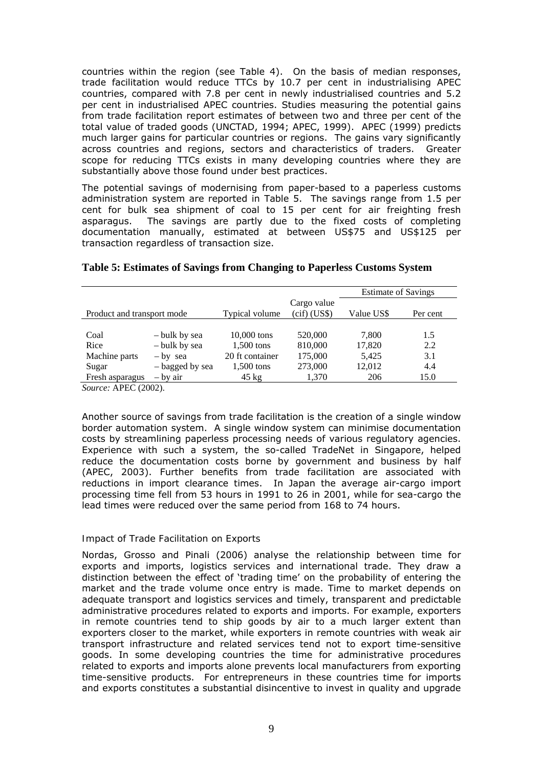countries within the region (see Table 4). On the basis of median responses, trade facilitation would reduce TTCs by 10.7 per cent in industrialising APEC countries, compared with 7.8 per cent in newly industrialised countries and 5.2 per cent in industrialised APEC countries. Studies measuring the potential gains from trade facilitation report estimates of between two and three per cent of the total value of traded goods (UNCTAD, 1994; APEC, 1999). APEC (1999) predicts much larger gains for particular countries or regions. The gains vary significantly across countries and regions, sectors and characteristics of traders. Greater scope for reducing TTCs exists in many developing countries where they are substantially above those found under best practices.

The potential savings of modernising from paper-based to a paperless customs administration system are reported in Table 5. The savings range from 1.5 per cent for bulk sea shipment of coal to 15 per cent for air freighting fresh asparagus. The savings are partly due to the fixed costs of completing documentation manually, estimated at between US$75 and US$125 per transaction regardless of transaction size.

**Table 5: Estimates of Savings from Changing to Paperless Customs System**

| Product and transport mode | | Typical volume | Cargo value (cif) (US$) | Estimate of Savings | |
|---|---|---|---|---|---|
| | | | | Value US$ | Per cent |
| Coal | – bulk by sea | 10,000 tons | 520,000 | 7,800 | 1.5 |
| Rice | – bulk by sea | 1,500 tons | 810,000 | 17,820 | 2.2 |
| Machine parts | – by sea | 20 ft container | 175,000 | 5,425 | 3.1 |
| Sugar | – bagged by sea | 1,500 tons | 273,000 | 12,012 | 4.4 |
| Fresh asparagus | – by air | 45 kg | 1,370 | 206 | 15.0 |

*Source:* APEC (2002).

Another source of savings from trade facilitation is the creation of a single window border automation system. A single window system can minimise documentation costs by streamlining paperless processing needs of various regulatory agencies. Experience with such a system, the so-called TradeNet in Singapore, helped reduce the documentation costs borne by government and business by half (APEC, 2003). Further benefits from trade facilitation are associated with reductions in import clearance times. In Japan the average air-cargo import processing time fell from 53 hours in 1991 to 26 in 2001, while for sea-cargo the lead times were reduced over the same period from 168 to 74 hours.

### Impact of Trade Facilitation on Exports

Nordas, Grosso and Pinali (2006) analyse the relationship between time for exports and imports, logistics services and international trade. They draw a distinction between the effect of 'trading time' on the probability of entering the market and the trade volume once entry is made. Time to market depends on adequate transport and logistics services and timely, transparent and predictable administrative procedures related to exports and imports. For example, exporters in remote countries tend to ship goods by air to a much larger extent than exporters closer to the market, while exporters in remote countries with weak air transport infrastructure and related services tend not to export time-sensitive goods. In some developing countries the time for administrative procedures related to exports and imports alone prevents local manufacturers from exporting time-sensitive products. For entrepreneurs in these countries time for imports and exports constitutes a substantial disincentive to invest in quality and upgrade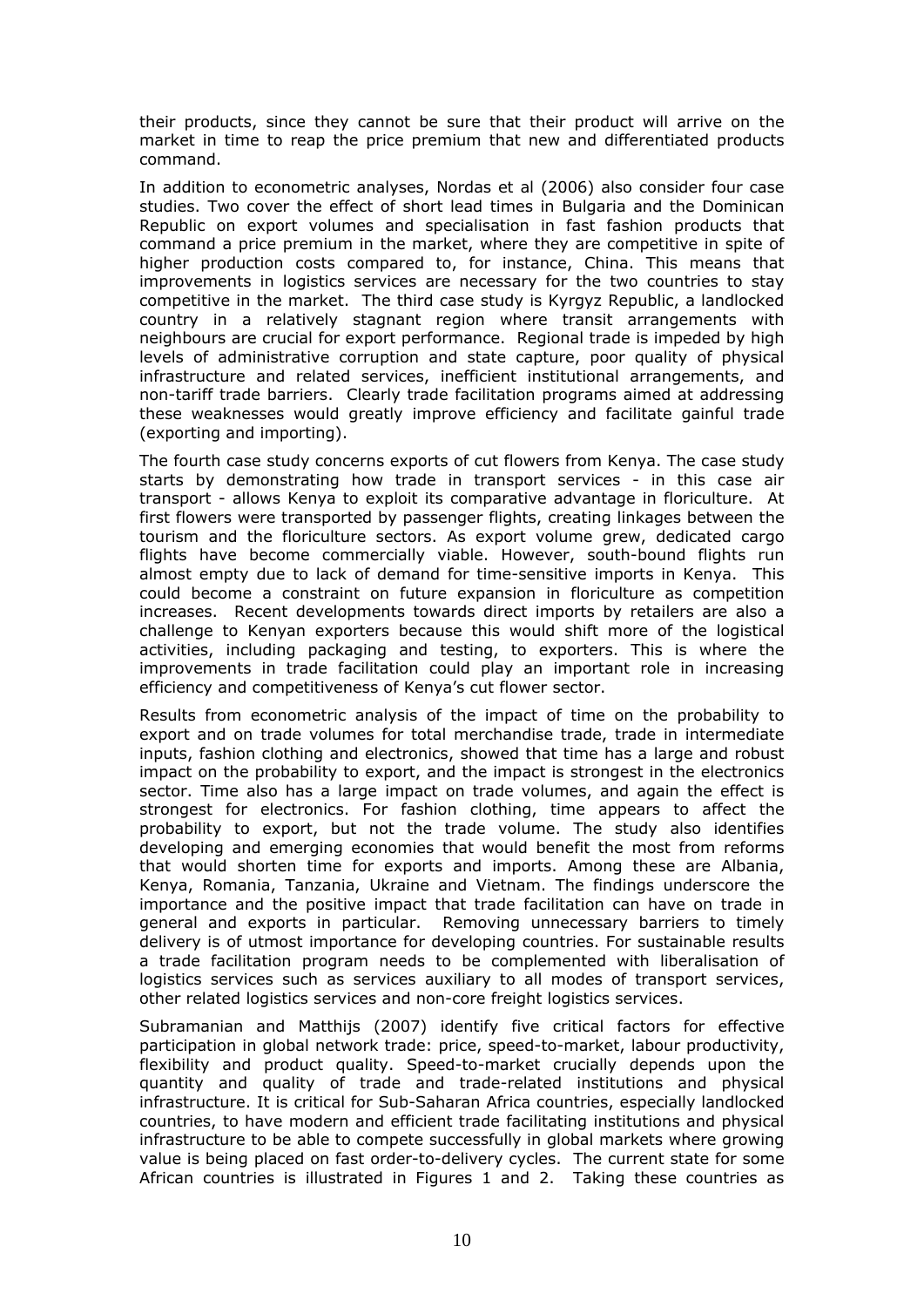their products, since they cannot be sure that their product will arrive on the market in time to reap the price premium that new and differentiated products command.

In addition to econometric analyses, Nordas et al (2006) also consider four case studies. Two cover the effect of short lead times in Bulgaria and the Dominican Republic on export volumes and specialisation in fast fashion products that command a price premium in the market, where they are competitive in spite of higher production costs compared to, for instance, China. This means that improvements in logistics services are necessary for the two countries to stay competitive in the market. The third case study is Kyrgyz Republic, a landlocked country in a relatively stagnant region where transit arrangements with neighbours are crucial for export performance. Regional trade is impeded by high levels of administrative corruption and state capture, poor quality of physical infrastructure and related services, inefficient institutional arrangements, and non-tariff trade barriers. Clearly trade facilitation programs aimed at addressing these weaknesses would greatly improve efficiency and facilitate gainful trade (exporting and importing).

The fourth case study concerns exports of cut flowers from Kenya. The case study starts by demonstrating how trade in transport services - in this case air transport - allows Kenya to exploit its comparative advantage in floriculture. At first flowers were transported by passenger flights, creating linkages between the tourism and the floriculture sectors. As export volume grew, dedicated cargo flights have become commercially viable. However, south-bound flights run almost empty due to lack of demand for time-sensitive imports in Kenya. This could become a constraint on future expansion in floriculture as competition increases. Recent developments towards direct imports by retailers are also a challenge to Kenyan exporters because this would shift more of the logistical activities, including packaging and testing, to exporters. This is where the improvements in trade facilitation could play an important role in increasing efficiency and competitiveness of Kenya's cut flower sector.

Results from econometric analysis of the impact of time on the probability to export and on trade volumes for total merchandise trade, trade in intermediate inputs, fashion clothing and electronics, showed that time has a large and robust impact on the probability to export, and the impact is strongest in the electronics sector. Time also has a large impact on trade volumes, and again the effect is strongest for electronics. For fashion clothing, time appears to affect the probability to export, but not the trade volume. The study also identifies developing and emerging economies that would benefit the most from reforms that would shorten time for exports and imports. Among these are Albania, Kenya, Romania, Tanzania, Ukraine and Vietnam. The findings underscore the importance and the positive impact that trade facilitation can have on trade in general and exports in particular. Removing unnecessary barriers to timely delivery is of utmost importance for developing countries. For sustainable results a trade facilitation program needs to be complemented with liberalisation of logistics services such as services auxiliary to all modes of transport services, other related logistics services and non-core freight logistics services.

Subramanian and Matthijs (2007) identify five critical factors for effective participation in global network trade: price, speed-to-market, labour productivity, flexibility and product quality. Speed-to-market crucially depends upon the quantity and quality of trade and trade-related institutions and physical infrastructure. It is critical for Sub-Saharan Africa countries, especially landlocked countries, to have modern and efficient trade facilitating institutions and physical infrastructure to be able to compete successfully in global markets where growing value is being placed on fast order-to-delivery cycles. The current state for some African countries is illustrated in Figures 1 and 2. Taking these countries as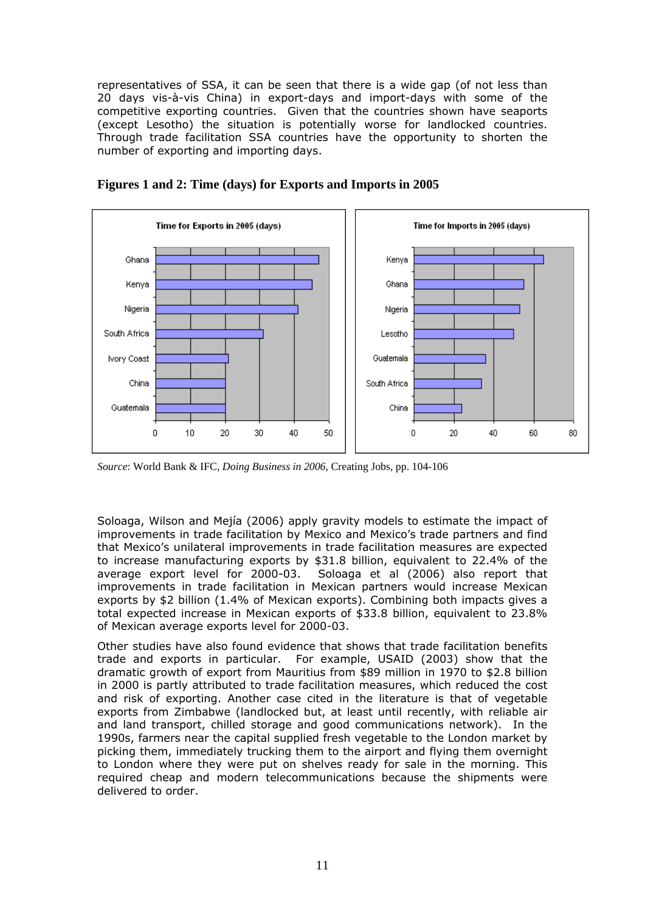representatives of SSA, it can be seen that there is a wide gap (of not less than 20 days vis-à-vis China) in export-days and import-days with some of the competitive exporting countries. Given that the countries shown have seaports (except Lesotho) the situation is potentially worse for landlocked countries. Through trade facilitation SSA countries have the opportunity to shorten the number of exporting and importing days.

**Figures 1 and 2: Time (days) for Exports and Imports in 2005**

*Source*: World Bank & IFC, *Doing Business in 2006*, Creating Jobs, pp. 104-106

Soloaga, Wilson and Mejía (2006) apply gravity models to estimate the impact of improvements in trade facilitation by Mexico and Mexico's trade partners and find that Mexico's unilateral improvements in trade facilitation measures are expected to increase manufacturing exports by $31.8 billion, equivalent to 22.4% of the average export level for 2000-03. Soloaga et al (2006) also report that improvements in trade facilitation in Mexican partners would increase Mexican exports by $2 billion (1.4% of Mexican exports). Combining both impacts gives a total expected increase in Mexican exports of $33.8 billion, equivalent to 23.8% of Mexican average exports level for 2000-03.

Other studies have also found evidence that shows that trade facilitation benefits trade and exports in particular. For example, USAID (2003) show that the dramatic growth of export from Mauritius from $89 million in 1970 to $2.8 billion in 2000 is partly attributed to trade facilitation measures, which reduced the cost and risk of exporting. Another case cited in the literature is that of vegetable exports from Zimbabwe (landlocked but, at least until recently, with reliable air and land transport, chilled storage and good communications network). In the 1990s, farmers near the capital supplied fresh vegetable to the London market by picking them, immediately trucking them to the airport and flying them overnight to London where they were put on shelves ready for sale in the morning. This required cheap and modern telecommunications because the shipments were delivered to order.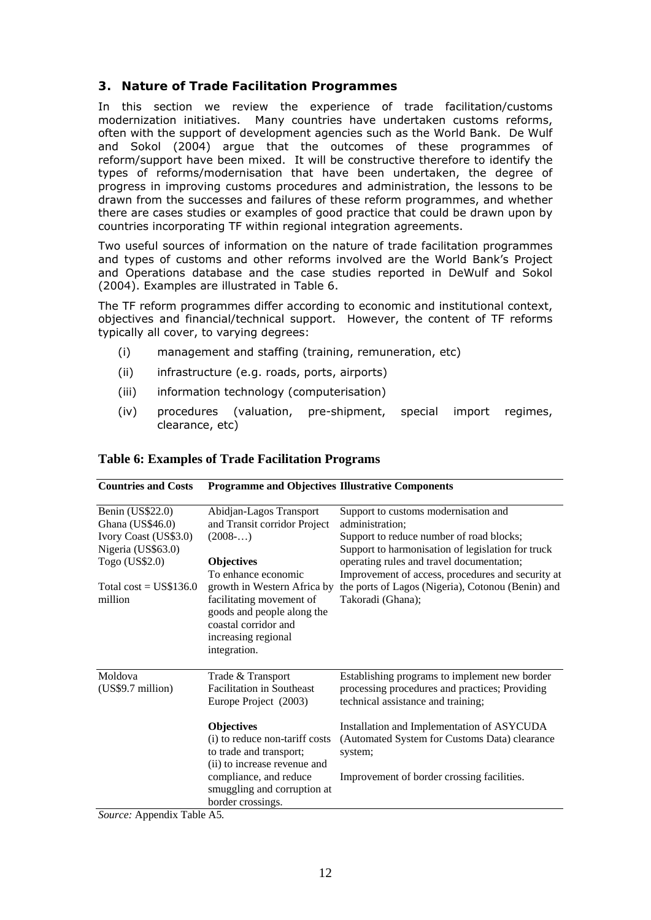## 3. Nature of Trade Facilitation Programmes

In this section we review the experience of trade facilitation/customs modernization initiatives. Many countries have undertaken customs reforms, often with the support of development agencies such as the World Bank. De Wulf and Sokol (2004) argue that the outcomes of these programmes of reform/support have been mixed. It will be constructive therefore to identify the types of reforms/modernisation that have been undertaken, the degree of progress in improving customs procedures and administration, the lessons to be drawn from the successes and failures of these reform programmes, and whether there are cases studies or examples of good practice that could be drawn upon by countries incorporating TF within regional integration agreements.

Two useful sources of information on the nature of trade facilitation programmes and types of customs and other reforms involved are the World Bank's Project and Operations database and the case studies reported in DeWulf and Sokol (2004). Examples are illustrated in Table 6.

The TF reform programmes differ according to economic and institutional context, objectives and financial/technical support. However, the content of TF reforms typically all cover, to varying degrees:

- (i) management and staffing (training, remuneration, etc)
- (ii) infrastructure (e.g. roads, ports, airports)
- (iii) information technology (computerisation)
- (iv) procedures (valuation, pre-shipment, special import regimes, clearance, etc)

**Table 6: Examples of Trade Facilitation Programs**

| Countries and Costs | Programme and Objectives | Illustrative Components |
|---|---|---|
| Benin (US$22.0)<br>Ghana (US$46.0)<br>Ivory Coast (US$3.0)<br>Nigeria (US$63.0)<br>Togo (US$2.0)<br><br>Total cost = US$136.0 million | Abidjan-Lagos Transport and Transit corridor Project (2008-…)<br><br>**Objectives**<br>To enhance economic growth in Western Africa by facilitating movement of goods and people along the coastal corridor and increasing regional integration. | Support to customs modernisation and administration;<br>Support to reduce number of road blocks;<br>Support to harmonisation of legislation for truck operating rules and travel documentation;<br>Improvement of access, procedures and security at the ports of Lagos (Nigeria), Cotonou (Benin) and Takoradi (Ghana); |
| Moldova<br>(US$9.7 million) | Trade & Transport Facilitation in Southeast Europe Project (2003)<br><br>**Objectives**<br>(i) to reduce non-tariff costs to trade and transport;<br>(ii) to increase revenue and compliance, and reduce smuggling and corruption at border crossings. | Establishing programs to implement new border processing procedures and practices; Providing technical assistance and training;<br><br>Installation and Implementation of ASYCUDA (Automated System for Customs Data) clearance system;<br><br>Improvement of border crossing facilities. |

*Source:* Appendix Table A5.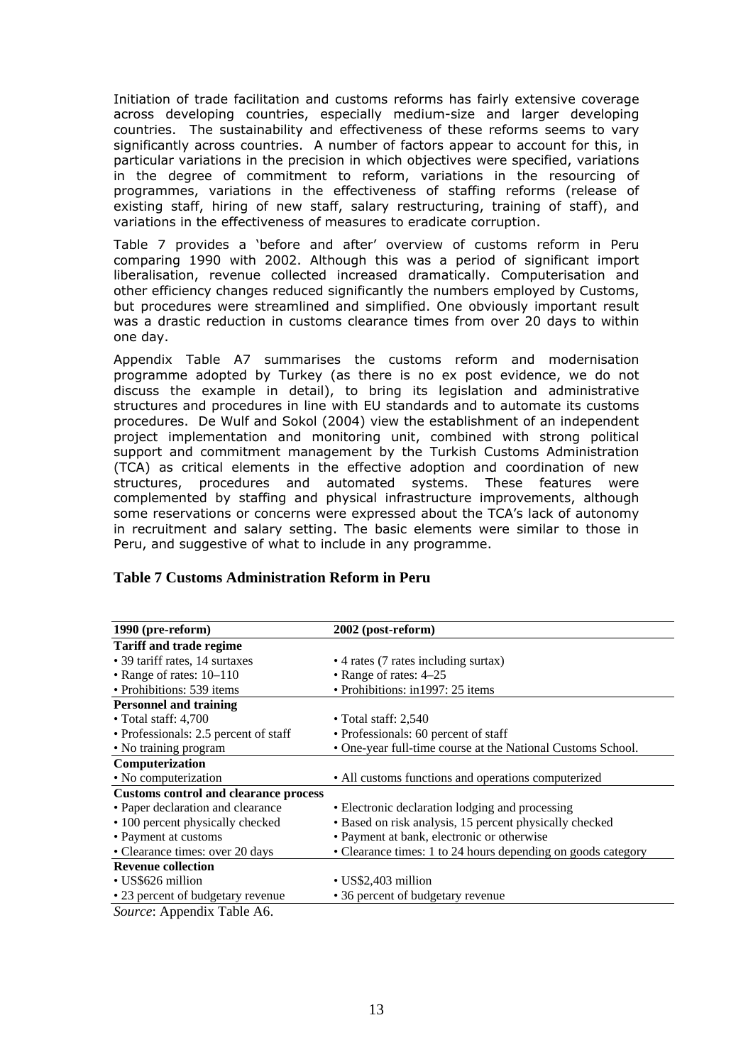Initiation of trade facilitation and customs reforms has fairly extensive coverage across developing countries, especially medium-size and larger developing countries. The sustainability and effectiveness of these reforms seems to vary significantly across countries. A number of factors appear to account for this, in particular variations in the precision in which objectives were specified, variations in the degree of commitment to reform, variations in the resourcing of programmes, variations in the effectiveness of staffing reforms (release of existing staff, hiring of new staff, salary restructuring, training of staff), and variations in the effectiveness of measures to eradicate corruption.

Table 7 provides a 'before and after' overview of customs reform in Peru comparing 1990 with 2002. Although this was a period of significant import liberalisation, revenue collected increased dramatically. Computerisation and other efficiency changes reduced significantly the numbers employed by Customs, but procedures were streamlined and simplified. One obviously important result was a drastic reduction in customs clearance times from over 20 days to within one day.

Appendix Table A7 summarises the customs reform and modernisation programme adopted by Turkey (as there is no ex post evidence, we do not discuss the example in detail), to bring its legislation and administrative structures and procedures in line with EU standards and to automate its customs procedures. De Wulf and Sokol (2004) view the establishment of an independent project implementation and monitoring unit, combined with strong political support and commitment management by the Turkish Customs Administration (TCA) as critical elements in the effective adoption and coordination of new structures, procedures and automated systems. These features were complemented by staffing and physical infrastructure improvements, although some reservations or concerns were expressed about the TCA's lack of autonomy in recruitment and salary setting. The basic elements were similar to those in Peru, and suggestive of what to include in any programme.

**Table 7 Customs Administration Reform in Peru**

| 1990 (pre-reform) | 2002 (post-reform) |
|---|---|
| **Tariff and trade regime** | |
| • 39 tariff rates, 14 surtaxes | • 4 rates (7 rates including surtax) |
| • Range of rates: 10–110 | • Range of rates: 4–25 |
| • Prohibitions: 539 items | • Prohibitions: in1997: 25 items |
| **Personnel and training** | |
| • Total staff: 4,700 | • Total staff: 2,540 |
| • Professionals: 2.5 percent of staff | • Professionals: 60 percent of staff |
| • No training program | • One-year full-time course at the National Customs School. |
| **Computerization** | |
| • No computerization | • All customs functions and operations computerized |
| **Customs control and clearance process** | |
| • Paper declaration and clearance | • Electronic declaration lodging and processing |
| • 100 percent physically checked | • Based on risk analysis, 15 percent physically checked |
| • Payment at customs | • Payment at bank, electronic or otherwise |
| • Clearance times: over 20 days | • Clearance times: 1 to 24 hours depending on goods category |
| **Revenue collection** | |
| • US$626 million | • US$2,403 million |
| • 23 percent of budgetary revenue | • 36 percent of budgetary revenue |

*Source*: Appendix Table A6.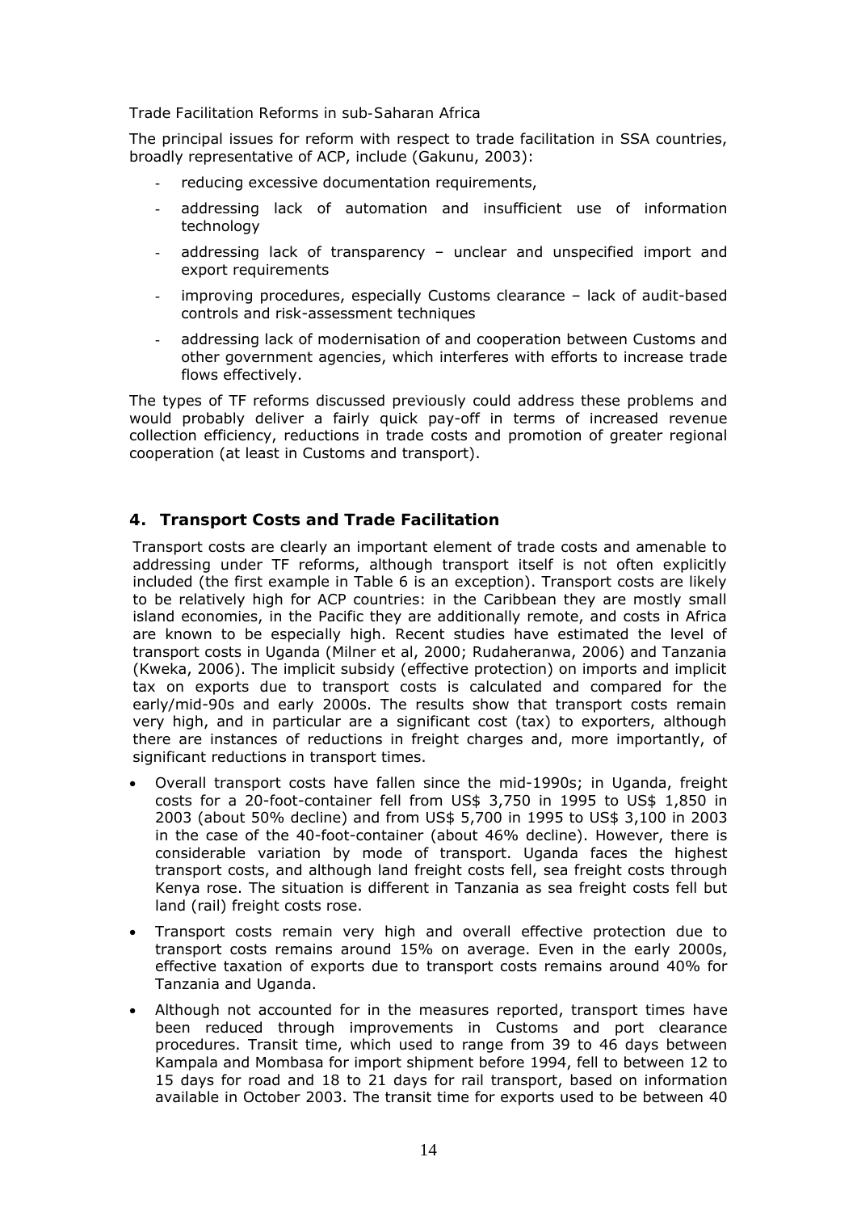Trade Facilitation Reforms in sub-Saharan Africa

The principal issues for reform with respect to trade facilitation in SSA countries, broadly representative of ACP, include (Gakunu, 2003):

- reducing excessive documentation requirements,
- addressing lack of automation and insufficient use of information technology
- addressing lack of transparency – unclear and unspecified import and export requirements
- improving procedures, especially Customs clearance – lack of audit-based controls and risk-assessment techniques
- addressing lack of modernisation of and cooperation between Customs and other government agencies, which interferes with efforts to increase trade flows effectively.

The types of TF reforms discussed previously could address these problems and would probably deliver a fairly quick pay-off in terms of increased revenue collection efficiency, reductions in trade costs and promotion of greater regional cooperation (at least in Customs and transport).

## 4. Transport Costs and Trade Facilitation

Transport costs are clearly an important element of trade costs and amenable to addressing under TF reforms, although transport itself is not often explicitly included (the first example in Table 6 is an exception). Transport costs are likely to be relatively high for ACP countries: in the Caribbean they are mostly small island economies, in the Pacific they are additionally remote, and costs in Africa are known to be especially high. Recent studies have estimated the level of transport costs in Uganda (Milner et al, 2000; Rudaheranwa, 2006) and Tanzania (Kweka, 2006). The implicit subsidy (effective protection) on imports and implicit tax on exports due to transport costs is calculated and compared for the early/mid-90s and early 2000s. The results show that transport costs remain very high, and in particular are a significant cost (tax) to exporters, although there are instances of reductions in freight charges and, more importantly, of significant reductions in transport times.

- Overall transport costs have fallen since the mid-1990s; in Uganda, freight costs for a 20-foot-container fell from US$ 3,750 in 1995 to US$ 1,850 in 2003 (about 50% decline) and from US$ 5,700 in 1995 to US$ 3,100 in 2003 in the case of the 40-foot-container (about 46% decline). However, there is considerable variation by mode of transport. Uganda faces the highest transport costs, and although land freight costs fell, sea freight costs through Kenya rose. The situation is different in Tanzania as sea freight costs fell but land (rail) freight costs rose.
- Transport costs remain very high and overall effective protection due to transport costs remains around 15% on average. Even in the early 2000s, effective taxation of exports due to transport costs remains around 40% for Tanzania and Uganda.
- Although not accounted for in the measures reported, transport times have been reduced through improvements in Customs and port clearance procedures. Transit time, which used to range from 39 to 46 days between Kampala and Mombasa for import shipment before 1994, fell to between 12 to 15 days for road and 18 to 21 days for rail transport, based on information available in October 2003. The transit time for exports used to be between 40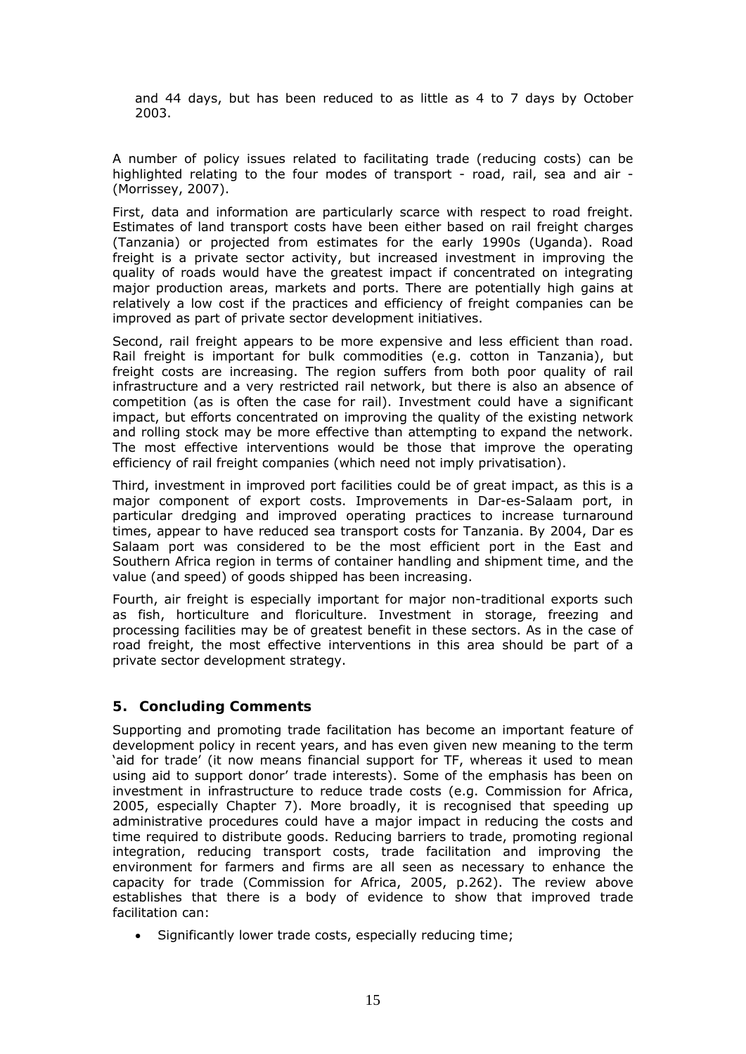and 44 days, but has been reduced to as little as 4 to 7 days by October 2003.

A number of policy issues related to facilitating trade (reducing costs) can be highlighted relating to the four modes of transport - road, rail, sea and air - (Morrissey, 2007).

First, data and information are particularly scarce with respect to road freight. Estimates of land transport costs have been either based on rail freight charges (Tanzania) or projected from estimates for the early 1990s (Uganda). Road freight is a private sector activity, but increased investment in improving the quality of roads would have the greatest impact if concentrated on integrating major production areas, markets and ports. There are potentially high gains at relatively a low cost if the practices and efficiency of freight companies can be improved as part of private sector development initiatives.

Second, rail freight appears to be more expensive and less efficient than road. Rail freight is important for bulk commodities (e.g. cotton in Tanzania), but freight costs are increasing. The region suffers from both poor quality of rail infrastructure and a very restricted rail network, but there is also an absence of competition (as is often the case for rail). Investment could have a significant impact, but efforts concentrated on improving the quality of the existing network and rolling stock may be more effective than attempting to expand the network. The most effective interventions would be those that improve the operating efficiency of rail freight companies (which need not imply privatisation).

Third, investment in improved port facilities could be of great impact, as this is a major component of export costs. Improvements in Dar-es-Salaam port, in particular dredging and improved operating practices to increase turnaround times, appear to have reduced sea transport costs for Tanzania. By 2004, Dar es Salaam port was considered to be the most efficient port in the East and Southern Africa region in terms of container handling and shipment time, and the value (and speed) of goods shipped has been increasing.

Fourth, air freight is especially important for major non-traditional exports such as fish, horticulture and floriculture. Investment in storage, freezing and processing facilities may be of greatest benefit in these sectors. As in the case of road freight, the most effective interventions in this area should be part of a private sector development strategy.

## 5. Concluding Comments

Supporting and promoting trade facilitation has become an important feature of development policy in recent years, and has even given new meaning to the term 'aid for trade' (it now means financial support for TF, whereas it used to mean using aid to support donor' trade interests). Some of the emphasis has been on investment in infrastructure to reduce trade costs (e.g. Commission for Africa, 2005, especially Chapter 7). More broadly, it is recognised that speeding up administrative procedures could have a major impact in reducing the costs and time required to distribute goods. Reducing barriers to trade, promoting regional integration, reducing transport costs, trade facilitation and improving the environment for farmers and firms are all seen as necessary to enhance the capacity for trade (Commission for Africa, 2005, p.262). The review above establishes that there is a body of evidence to show that improved trade facilitation can:

- Significantly lower trade costs, especially reducing time;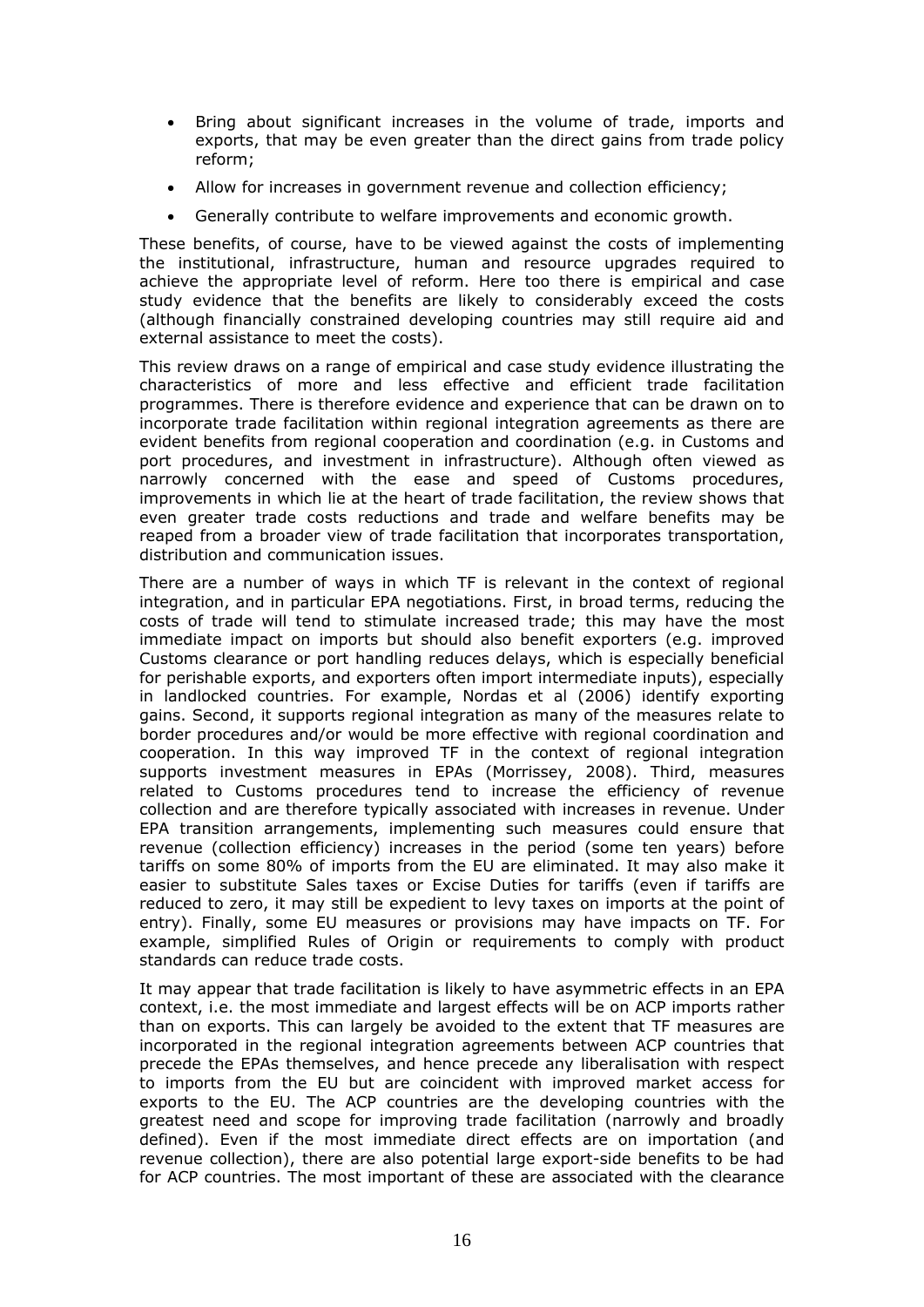- Bring about significant increases in the volume of trade, imports and exports, that may be even greater than the direct gains from trade policy reform;
- Allow for increases in government revenue and collection efficiency;
- Generally contribute to welfare improvements and economic growth.

These benefits, of course, have to be viewed against the costs of implementing the institutional, infrastructure, human and resource upgrades required to achieve the appropriate level of reform. Here too there is empirical and case study evidence that the benefits are likely to considerably exceed the costs (although financially constrained developing countries may still require aid and external assistance to meet the costs).

This review draws on a range of empirical and case study evidence illustrating the characteristics of more and less effective and efficient trade facilitation programmes. There is therefore evidence and experience that can be drawn on to incorporate trade facilitation within regional integration agreements as there are evident benefits from regional cooperation and coordination (e.g. in Customs and port procedures, and investment in infrastructure). Although often viewed as narrowly concerned with the ease and speed of Customs procedures, improvements in which lie at the heart of trade facilitation, the review shows that even greater trade costs reductions and trade and welfare benefits may be reaped from a broader view of trade facilitation that incorporates transportation, distribution and communication issues.

There are a number of ways in which TF is relevant in the context of regional integration, and in particular EPA negotiations. First, in broad terms, reducing the costs of trade will tend to stimulate increased trade; this may have the most immediate impact on imports but should also benefit exporters (e.g. improved Customs clearance or port handling reduces delays, which is especially beneficial for perishable exports, and exporters often import intermediate inputs), especially in landlocked countries. For example, Nordas et al (2006) identify exporting gains. Second, it supports regional integration as many of the measures relate to border procedures and/or would be more effective with regional coordination and cooperation. In this way improved TF in the context of regional integration supports investment measures in EPAs (Morrissey, 2008). Third, measures related to Customs procedures tend to increase the efficiency of revenue collection and are therefore typically associated with increases in revenue. Under EPA transition arrangements, implementing such measures could ensure that revenue (collection efficiency) increases in the period (some ten years) before tariffs on some 80% of imports from the EU are eliminated. It may also make it easier to substitute Sales taxes or Excise Duties for tariffs (even if tariffs are reduced to zero, it may still be expedient to levy taxes on imports at the point of entry). Finally, some EU measures or provisions may have impacts on TF. For example, simplified Rules of Origin or requirements to comply with product standards can reduce trade costs.

It may appear that trade facilitation is likely to have asymmetric effects in an EPA context, i.e. the most immediate and largest effects will be on ACP imports rather than on exports. This can largely be avoided to the extent that TF measures are incorporated in the regional integration agreements between ACP countries that precede the EPAs themselves, and hence precede any liberalisation with respect to imports from the EU but are coincident with improved market access for exports to the EU. The ACP countries are the developing countries with the greatest need and scope for improving trade facilitation (narrowly and broadly defined). Even if the most immediate direct effects are on importation (and revenue collection), there are also potential large export-side benefits to be had for ACP countries. The most important of these are associated with the clearance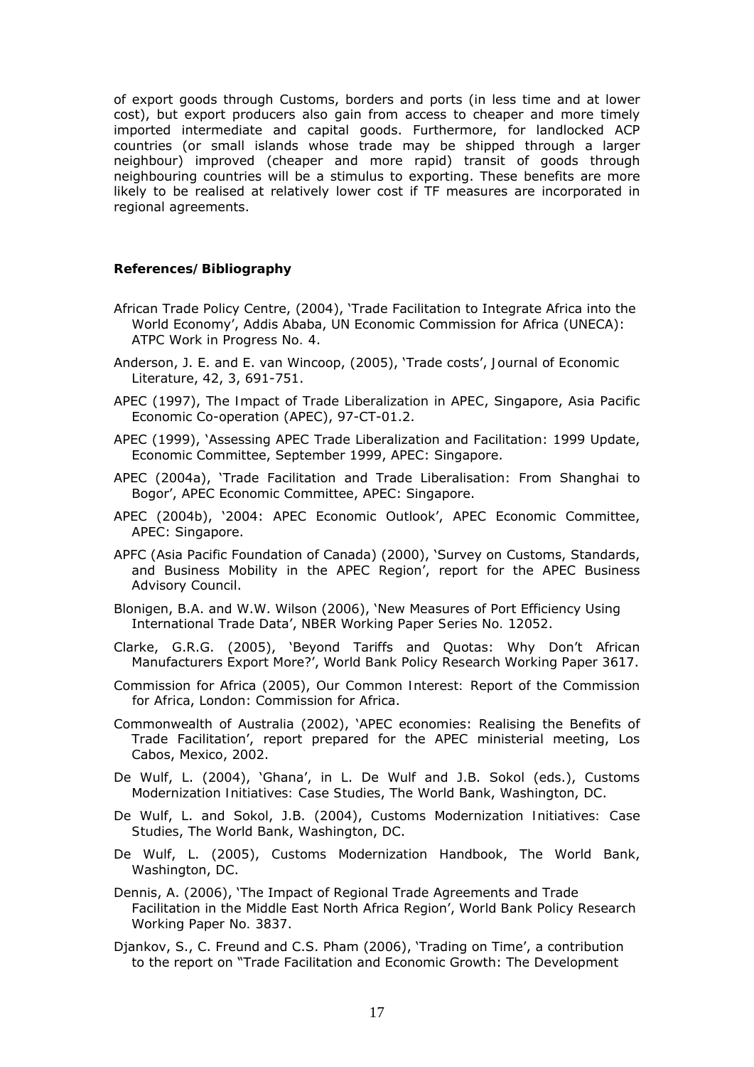of export goods through Customs, borders and ports (in less time and at lower cost), but export producers also gain from access to cheaper and more timely imported intermediate and capital goods. Furthermore, for landlocked ACP countries (or small islands whose trade may be shipped through a larger neighbour) improved (cheaper and more rapid) transit of goods through neighbouring countries will be a stimulus to exporting. These benefits are more likely to be realised at relatively lower cost if TF measures are incorporated in regional agreements.

**References/Bibliography**

African Trade Policy Centre, (2004), 'Trade Facilitation to Integrate Africa into the World Economy', Addis Ababa, UN Economic Commission for Africa (UNECA): ATPC Work in Progress No. 4.

Anderson, J. E. and E. van Wincoop, (2005), 'Trade costs', Journal of Economic Literature, 42, 3, 691-751.

APEC (1997), The Impact of Trade Liberalization in APEC, Singapore, Asia Pacific Economic Co-operation (APEC), 97-CT-01.2.

APEC (1999), 'Assessing APEC Trade Liberalization and Facilitation: 1999 Update, Economic Committee, September 1999, APEC: Singapore.

APEC (2004a), 'Trade Facilitation and Trade Liberalisation: From Shanghai to Bogor', APEC Economic Committee, APEC: Singapore.

APEC (2004b), '2004: APEC Economic Outlook', APEC Economic Committee, APEC: Singapore.

APFC (Asia Pacific Foundation of Canada) (2000), 'Survey on Customs, Standards, and Business Mobility in the APEC Region', report for the APEC Business Advisory Council.

Blonigen, B.A. and W.W. Wilson (2006), 'New Measures of Port Efficiency Using International Trade Data', NBER Working Paper Series No. 12052.

Clarke, G.R.G. (2005), 'Beyond Tariffs and Quotas: Why Don't African Manufacturers Export More?', World Bank Policy Research Working Paper 3617.

Commission for Africa (2005), Our Common Interest: Report of the Commission for Africa, London: Commission for Africa.

Commonwealth of Australia (2002), 'APEC economies: Realising the Benefits of Trade Facilitation', report prepared for the APEC ministerial meeting, Los Cabos, Mexico, 2002.

De Wulf, L. (2004), 'Ghana', in L. De Wulf and J.B. Sokol (eds.), Customs Modernization Initiatives: Case Studies, The World Bank, Washington, DC.

De Wulf, L. and Sokol, J.B. (2004), Customs Modernization Initiatives: Case Studies, The World Bank, Washington, DC.

De Wulf, L. (2005), Customs Modernization Handbook, The World Bank, Washington, DC.

Dennis, A. (2006), 'The Impact of Regional Trade Agreements and Trade Facilitation in the Middle East North Africa Region', World Bank Policy Research Working Paper No. 3837.

Djankov, S., C. Freund and C.S. Pham (2006), 'Trading on Time', a contribution to the report on "Trade Facilitation and Economic Growth: The Development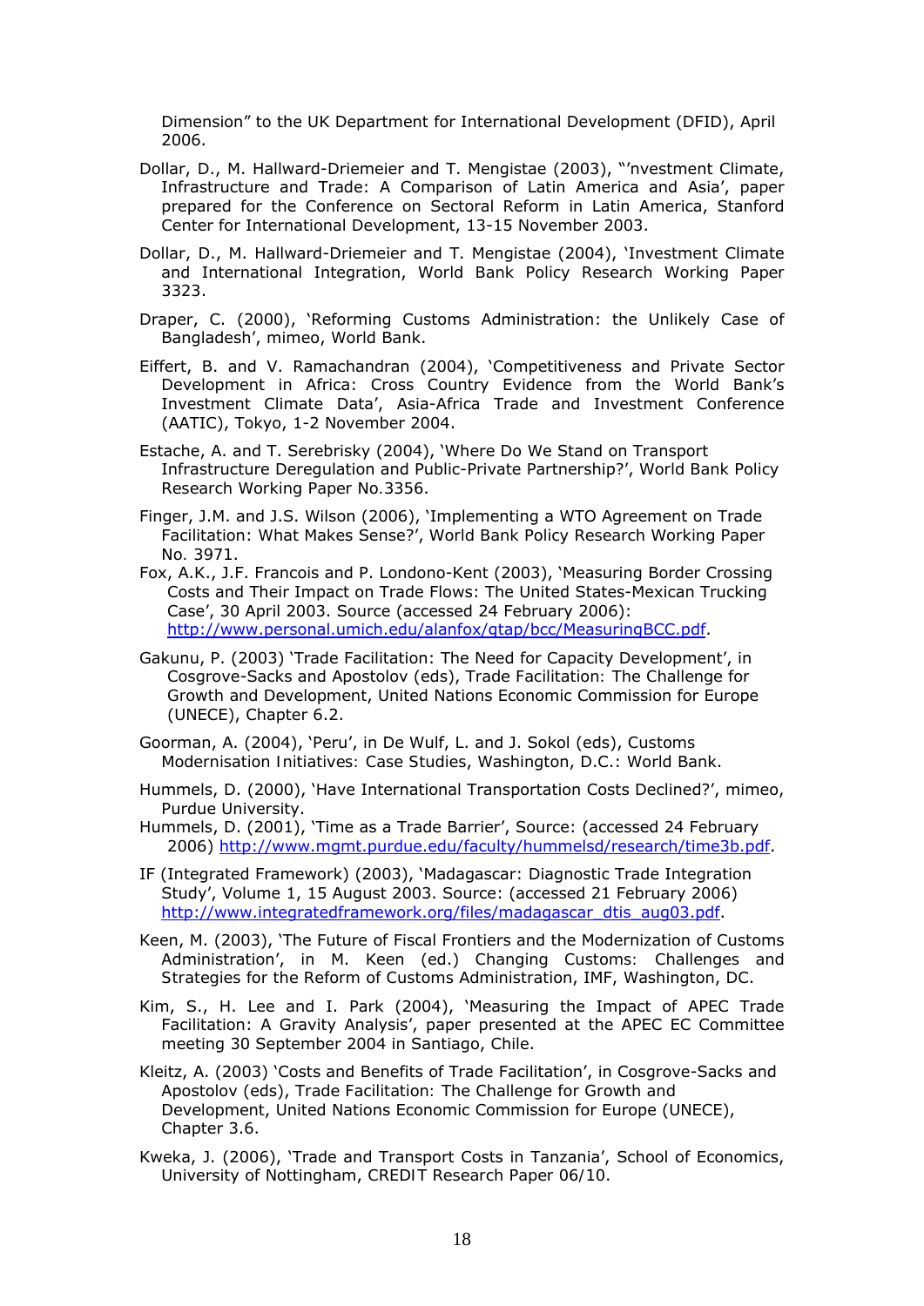Dimension" to the UK Department for International Development (DFID), April 2006.

Dollar, D., M. Hallward-Driemeier and T. Mengistae (2003), "'nvestment Climate, Infrastructure and Trade: A Comparison of Latin America and Asia', paper prepared for the Conference on Sectoral Reform in Latin America, Stanford Center for International Development, 13-15 November 2003.

Dollar, D., M. Hallward-Driemeier and T. Mengistae (2004), 'Investment Climate and International Integration, World Bank Policy Research Working Paper 3323.

Draper, C. (2000), 'Reforming Customs Administration: the Unlikely Case of Bangladesh', mimeo, World Bank.

Eiffert, B. and V. Ramachandran (2004), 'Competitiveness and Private Sector Development in Africa: Cross Country Evidence from the World Bank's Investment Climate Data', Asia-Africa Trade and Investment Conference (AATIC), Tokyo, 1-2 November 2004.

Estache, A. and T. Serebrisky (2004), 'Where Do We Stand on Transport Infrastructure Deregulation and Public-Private Partnership?', World Bank Policy Research Working Paper No.3356.

Finger, J.M. and J.S. Wilson (2006), 'Implementing a WTO Agreement on Trade Facilitation: What Makes Sense?', World Bank Policy Research Working Paper No. 3971.

Fox, A.K., J.F. Francois and P. Londono-Kent (2003), 'Measuring Border Crossing Costs and Their Impact on Trade Flows: The United States-Mexican Trucking Case', 30 April 2003. Source (accessed 24 February 2006): http://www.personal.umich.edu/alanfox/gtap/bcc/MeasuringBCC.pdf.

Gakunu, P. (2003) 'Trade Facilitation: The Need for Capacity Development', in Cosgrove-Sacks and Apostolov (eds), Trade Facilitation: The Challenge for Growth and Development, United Nations Economic Commission for Europe (UNECE), Chapter 6.2.

Goorman, A. (2004), 'Peru', in De Wulf, L. and J. Sokol (eds), Customs Modernisation Initiatives: Case Studies, Washington, D.C.: World Bank.

Hummels, D. (2000), 'Have International Transportation Costs Declined?', mimeo, Purdue University.

Hummels, D. (2001), 'Time as a Trade Barrier', Source: (accessed 24 February 2006) http://www.mgmt.purdue.edu/faculty/hummelsd/research/time3b.pdf.

IF (Integrated Framework) (2003), 'Madagascar: Diagnostic Trade Integration Study', Volume 1, 15 August 2003. Source: (accessed 21 February 2006) http://www.integratedframework.org/files/madagascar_dtis_aug03.pdf.

Keen, M. (2003), 'The Future of Fiscal Frontiers and the Modernization of Customs Administration', in M. Keen (ed.) Changing Customs: Challenges and Strategies for the Reform of Customs Administration, IMF, Washington, DC.

Kim, S., H. Lee and I. Park (2004), 'Measuring the Impact of APEC Trade Facilitation: A Gravity Analysis', paper presented at the APEC EC Committee meeting 30 September 2004 in Santiago, Chile.

Kleitz, A. (2003) 'Costs and Benefits of Trade Facilitation', in Cosgrove-Sacks and Apostolov (eds), Trade Facilitation: The Challenge for Growth and Development, United Nations Economic Commission for Europe (UNECE), Chapter 3.6.

Kweka, J. (2006), 'Trade and Transport Costs in Tanzania', School of Economics, University of Nottingham, CREDIT Research Paper 06/10.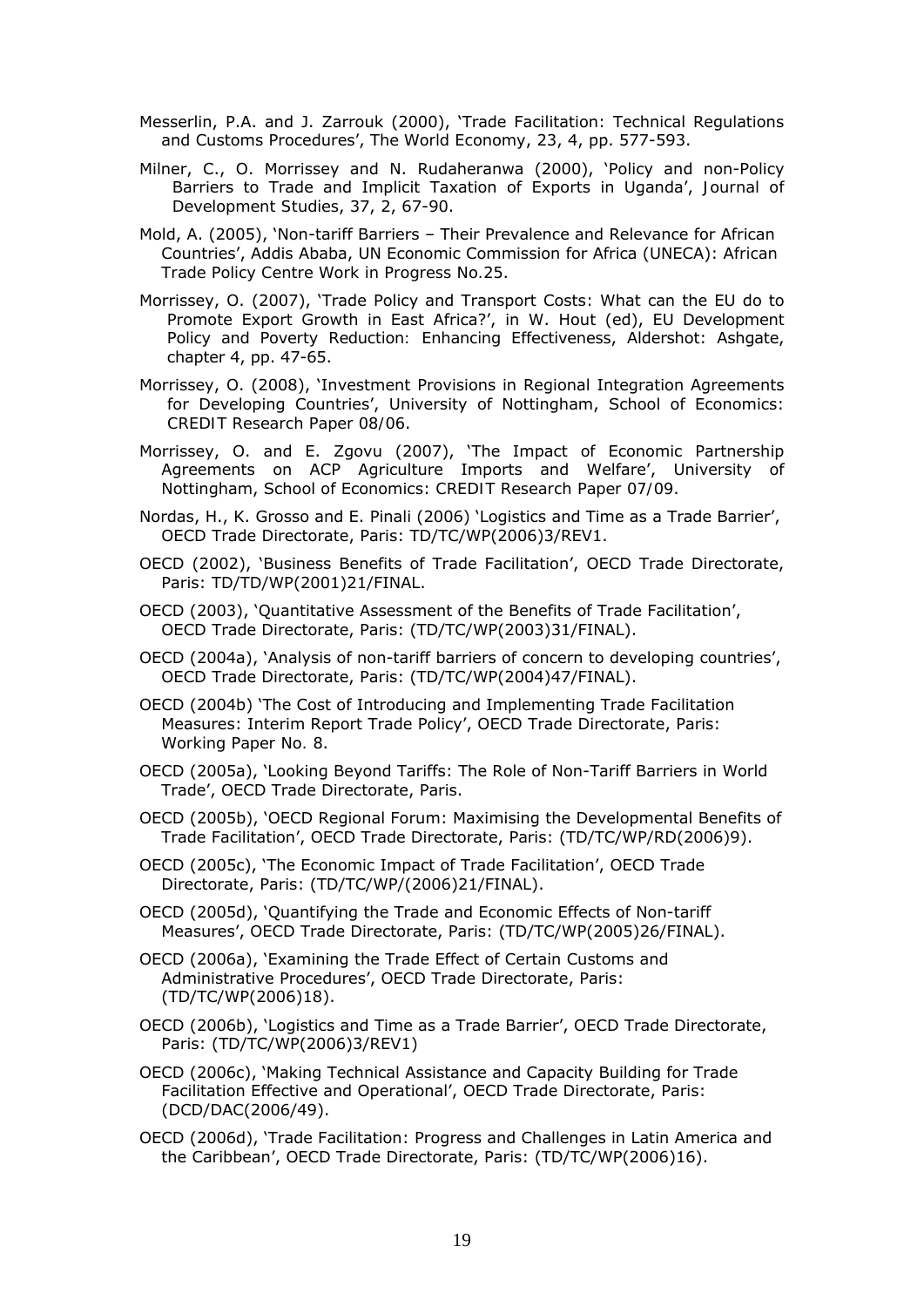Messerlin, P.A. and J. Zarrouk (2000), 'Trade Facilitation: Technical Regulations and Customs Procedures', The World Economy, 23, 4, pp. 577-593.

Milner, C., O. Morrissey and N. Rudaheranwa (2000), 'Policy and non-Policy Barriers to Trade and Implicit Taxation of Exports in Uganda', Journal of Development Studies, 37, 2, 67-90.

Mold, A. (2005), 'Non-tariff Barriers – Their Prevalence and Relevance for African Countries', Addis Ababa, UN Economic Commission for Africa (UNECA): African Trade Policy Centre Work in Progress No.25.

Morrissey, O. (2007), 'Trade Policy and Transport Costs: What can the EU do to Promote Export Growth in East Africa?', in W. Hout (ed), EU Development Policy and Poverty Reduction: Enhancing Effectiveness, Aldershot: Ashgate, chapter 4, pp. 47-65.

Morrissey, O. (2008), 'Investment Provisions in Regional Integration Agreements for Developing Countries', University of Nottingham, School of Economics: CREDIT Research Paper 08/06.

Morrissey, O. and E. Zgovu (2007), 'The Impact of Economic Partnership Agreements on ACP Agriculture Imports and Welfare', University of Nottingham, School of Economics: CREDIT Research Paper 07/09.

Nordas, H., K. Grosso and E. Pinali (2006) 'Logistics and Time as a Trade Barrier', OECD Trade Directorate, Paris: TD/TC/WP(2006)3/REV1.

OECD (2002), 'Business Benefits of Trade Facilitation', OECD Trade Directorate, Paris: TD/TD/WP(2001)21/FINAL.

OECD (2003), 'Quantitative Assessment of the Benefits of Trade Facilitation', OECD Trade Directorate, Paris: (TD/TC/WP(2003)31/FINAL).

OECD (2004a), 'Analysis of non-tariff barriers of concern to developing countries', OECD Trade Directorate, Paris: (TD/TC/WP(2004)47/FINAL).

OECD (2004b) 'The Cost of Introducing and Implementing Trade Facilitation Measures: Interim Report Trade Policy', OECD Trade Directorate, Paris: Working Paper No. 8.

OECD (2005a), 'Looking Beyond Tariffs: The Role of Non-Tariff Barriers in World Trade', OECD Trade Directorate, Paris.

OECD (2005b), 'OECD Regional Forum: Maximising the Developmental Benefits of Trade Facilitation', OECD Trade Directorate, Paris: (TD/TC/WP/RD(2006)9).

OECD (2005c), 'The Economic Impact of Trade Facilitation', OECD Trade Directorate, Paris: (TD/TC/WP/(2006)21/FINAL).

OECD (2005d), 'Quantifying the Trade and Economic Effects of Non-tariff Measures', OECD Trade Directorate, Paris: (TD/TC/WP(2005)26/FINAL).

OECD (2006a), 'Examining the Trade Effect of Certain Customs and Administrative Procedures', OECD Trade Directorate, Paris: (TD/TC/WP(2006)18).

OECD (2006b), 'Logistics and Time as a Trade Barrier', OECD Trade Directorate, Paris: (TD/TC/WP(2006)3/REV1)

OECD (2006c), 'Making Technical Assistance and Capacity Building for Trade Facilitation Effective and Operational', OECD Trade Directorate, Paris: (DCD/DAC(2006/49).

OECD (2006d), 'Trade Facilitation: Progress and Challenges in Latin America and the Caribbean', OECD Trade Directorate, Paris: (TD/TC/WP(2006)16).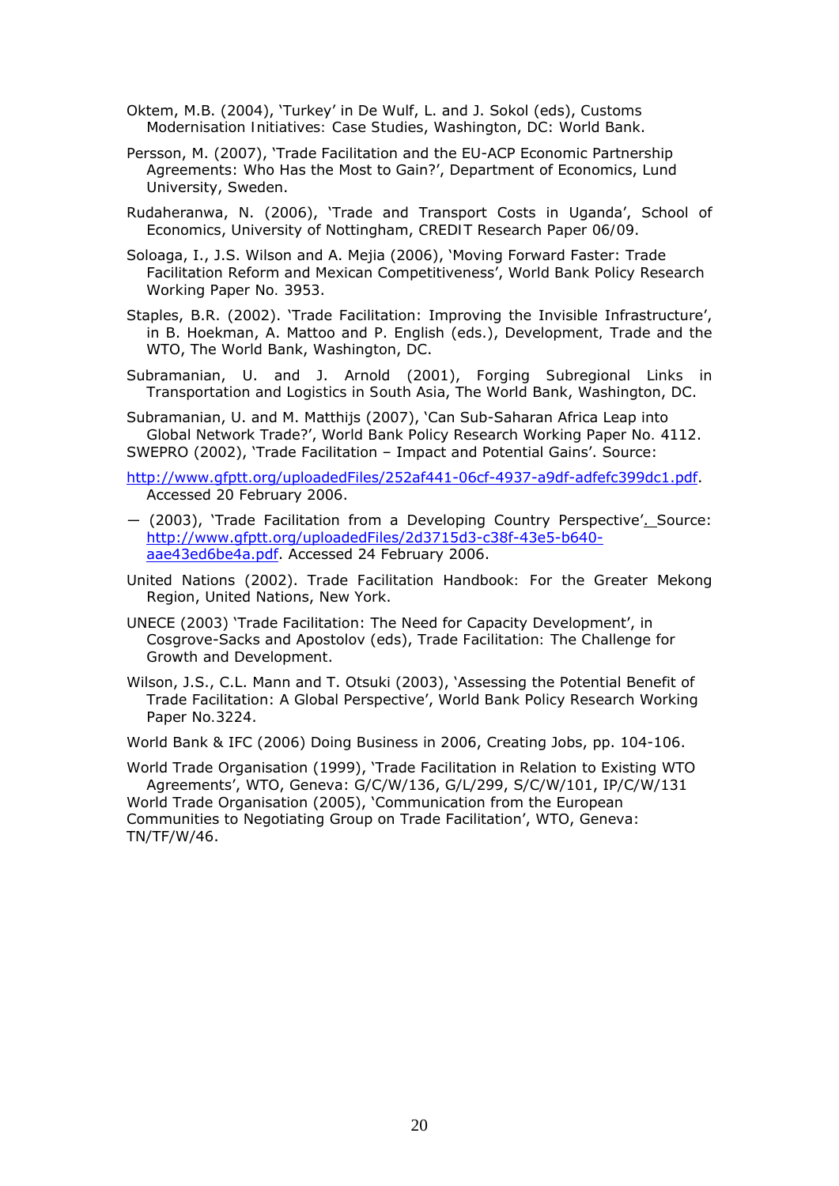Oktem, M.B. (2004), 'Turkey' in De Wulf, L. and J. Sokol (eds), Customs Modernisation Initiatives: Case Studies, Washington, DC: World Bank.

Persson, M. (2007), 'Trade Facilitation and the EU-ACP Economic Partnership Agreements: Who Has the Most to Gain?', Department of Economics, Lund University, Sweden.

Rudaheranwa, N. (2006), 'Trade and Transport Costs in Uganda', School of Economics, University of Nottingham, CREDIT Research Paper 06/09.

Soloaga, I., J.S. Wilson and A. Mejia (2006), 'Moving Forward Faster: Trade Facilitation Reform and Mexican Competitiveness', World Bank Policy Research Working Paper No. 3953.

Staples, B.R. (2002). 'Trade Facilitation: Improving the Invisible Infrastructure', in B. Hoekman, A. Mattoo and P. English (eds.), Development, Trade and the WTO, The World Bank, Washington, DC.

Subramanian, U. and J. Arnold (2001), Forging Subregional Links in Transportation and Logistics in South Asia, The World Bank, Washington, DC.

Subramanian, U. and M. Matthijs (2007), 'Can Sub-Saharan Africa Leap into Global Network Trade?', World Bank Policy Research Working Paper No. 4112.

SWEPRO (2002), 'Trade Facilitation – Impact and Potential Gains'. Source: http://www.gfptt.org/uploadedFiles/252af441-06cf-4937-a9df-adfefc399dc1.pdf. Accessed 20 February 2006.

— (2003), 'Trade Facilitation from a Developing Country Perspective'. Source: http://www.gfptt.org/uploadedFiles/2d3715d3-c38f-43e5-b640-aae43ed6be4a.pdf. Accessed 24 February 2006.

United Nations (2002). Trade Facilitation Handbook: For the Greater Mekong Region, United Nations, New York.

UNECE (2003) 'Trade Facilitation: The Need for Capacity Development', in Cosgrove-Sacks and Apostolov (eds), Trade Facilitation: The Challenge for Growth and Development.

Wilson, J.S., C.L. Mann and T. Otsuki (2003), 'Assessing the Potential Benefit of Trade Facilitation: A Global Perspective', World Bank Policy Research Working Paper No.3224.

World Bank & IFC (2006) Doing Business in 2006, Creating Jobs, pp. 104-106.

World Trade Organisation (1999), 'Trade Facilitation in Relation to Existing WTO Agreements', WTO, Geneva: G/C/W/136, G/L/299, S/C/W/101, IP/C/W/131

World Trade Organisation (2005), 'Communication from the European Communities to Negotiating Group on Trade Facilitation', WTO, Geneva: TN/TF/W/46.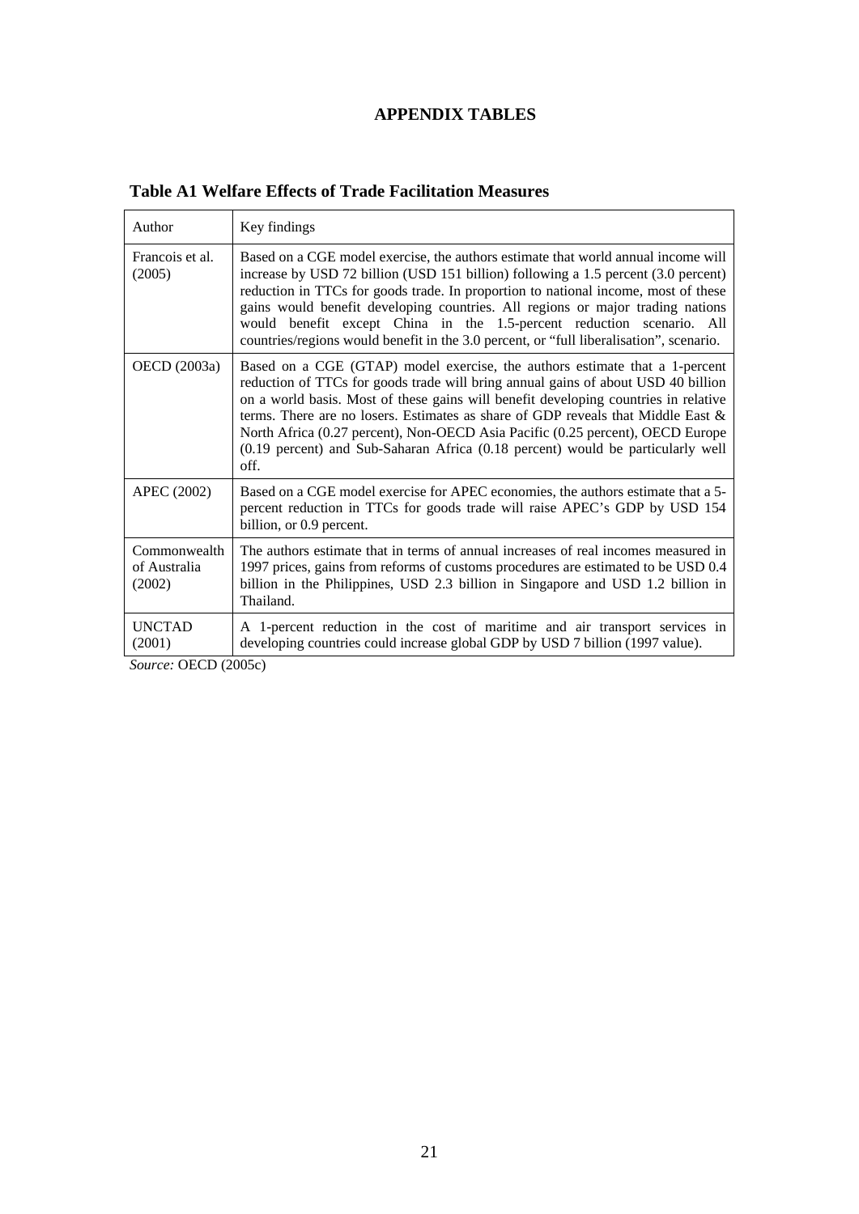# APPENDIX TABLES

**Table A1 Welfare Effects of Trade Facilitation Measures**

| Author | Key findings |
|---|---|
| Francois et al. (2005) | Based on a CGE model exercise, the authors estimate that world annual income will increase by USD 72 billion (USD 151 billion) following a 1.5 percent (3.0 percent) reduction in TTCs for goods trade. In proportion to national income, most of these gains would benefit developing countries. All regions or major trading nations would benefit except China in the 1.5-percent reduction scenario. All countries/regions would benefit in the 3.0 percent, or "full liberalisation", scenario. |
| OECD (2003a) | Based on a CGE (GTAP) model exercise, the authors estimate that a 1-percent reduction of TTCs for goods trade will bring annual gains of about USD 40 billion on a world basis. Most of these gains will benefit developing countries in relative terms. There are no losers. Estimates as share of GDP reveals that Middle East & North Africa (0.27 percent), Non-OECD Asia Pacific (0.25 percent), OECD Europe (0.19 percent) and Sub-Saharan Africa (0.18 percent) would be particularly well off. |
| APEC (2002) | Based on a CGE model exercise for APEC economies, the authors estimate that a 5-percent reduction in TTCs for goods trade will raise APEC's GDP by USD 154 billion, or 0.9 percent. |
| Commonwealth of Australia (2002) | The authors estimate that in terms of annual increases of real incomes measured in 1997 prices, gains from reforms of customs procedures are estimated to be USD 0.4 billion in the Philippines, USD 2.3 billion in Singapore and USD 1.2 billion in Thailand. |
| UNCTAD (2001) | A 1-percent reduction in the cost of maritime and air transport services in developing countries could increase global GDP by USD 7 billion (1997 value). |

*Source:* OECD (2005c)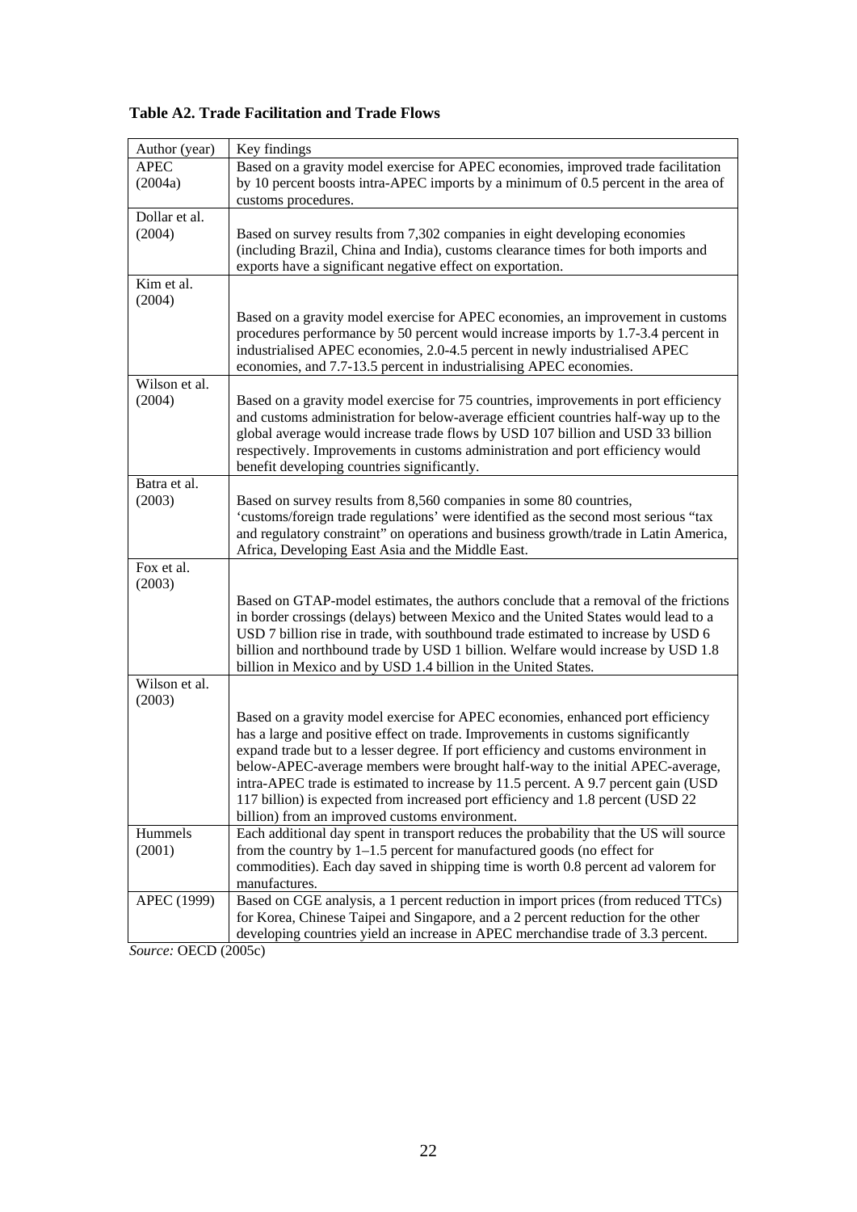**Table A2. Trade Facilitation and Trade Flows**

| Author (year) | Key findings |
| --- | --- |
| APEC (2004a) | Based on a gravity model exercise for APEC economies, improved trade facilitation by 10 percent boosts intra-APEC imports by a minimum of 0.5 percent in the area of customs procedures. |
| Dollar et al. (2004) | Based on survey results from 7,302 companies in eight developing economies (including Brazil, China and India), customs clearance times for both imports and exports have a significant negative effect on exportation. |
| Kim et al. (2004) | Based on a gravity model exercise for APEC economies, an improvement in customs procedures performance by 50 percent would increase imports by 1.7-3.4 percent in industrialised APEC economies, 2.0-4.5 percent in newly industrialised APEC economies, and 7.7-13.5 percent in industrialising APEC economies. |
| Wilson et al. (2004) | Based on a gravity model exercise for 75 countries, improvements in port efficiency and customs administration for below-average efficient countries half-way up to the global average would increase trade flows by USD 107 billion and USD 33 billion respectively. Improvements in customs administration and port efficiency would benefit developing countries significantly. |
| Batra et al. (2003) | Based on survey results from 8,560 companies in some 80 countries, 'customs/foreign trade regulations' were identified as the second most serious "tax and regulatory constraint" on operations and business growth/trade in Latin America, Africa, Developing East Asia and the Middle East. |
| Fox et al. (2003) | Based on GTAP-model estimates, the authors conclude that a removal of the frictions in border crossings (delays) between Mexico and the United States would lead to a USD 7 billion rise in trade, with southbound trade estimated to increase by USD 6 billion and northbound trade by USD 1 billion. Welfare would increase by USD 1.8 billion in Mexico and by USD 1.4 billion in the United States. |
| Wilson et al. (2003) | Based on a gravity model exercise for APEC economies, enhanced port efficiency has a large and positive effect on trade. Improvements in customs significantly expand trade but to a lesser degree. If port efficiency and customs environment in below-APEC-average members were brought half-way to the initial APEC-average, intra-APEC trade is estimated to increase by 11.5 percent. A 9.7 percent gain (USD 117 billion) is expected from increased port efficiency and 1.8 percent (USD 22 billion) from an improved customs environment. |
| Hummels (2001) | Each additional day spent in transport reduces the probability that the US will source from the country by 1–1.5 percent for manufactured goods (no effect for commodities). Each day saved in shipping time is worth 0.8 percent ad valorem for manufactures. |
| APEC (1999) | Based on CGE analysis, a 1 percent reduction in import prices (from reduced TTCs) for Korea, Chinese Taipei and Singapore, and a 2 percent reduction for the other developing countries yield an increase in APEC merchandise trade of 3.3 percent. |

*Source:* OECD (2005c)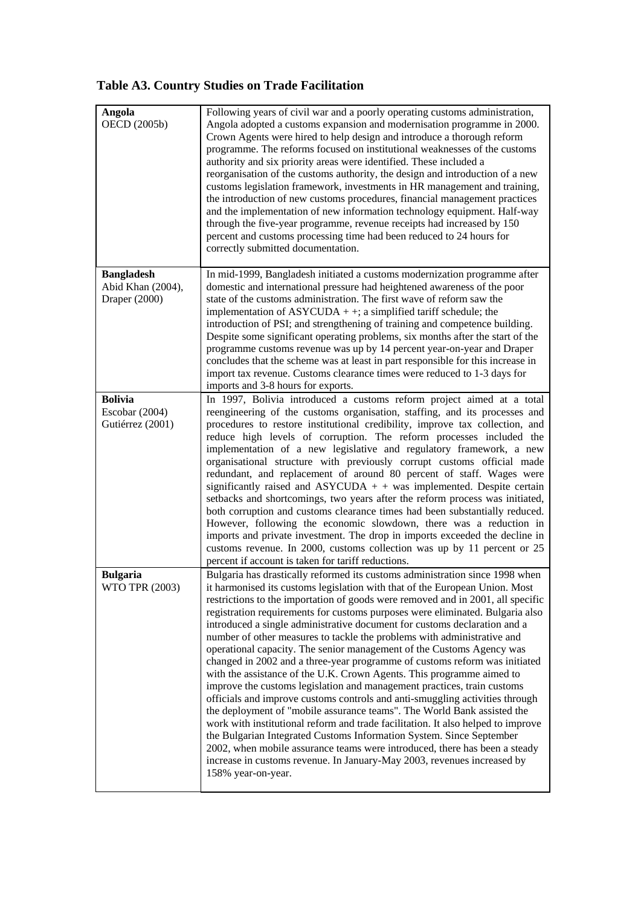## Table A3. Country Studies on Trade Facilitation

| | |
|---|---|
| **Angola**<br>OECD (2005b) | Following years of civil war and a poorly operating customs administration, Angola adopted a customs expansion and modernisation programme in 2000. Crown Agents were hired to help design and introduce a thorough reform programme. The reforms focused on institutional weaknesses of the customs authority and six priority areas were identified. These included a reorganisation of the customs authority, the design and introduction of a new customs legislation framework, investments in HR management and training, the introduction of new customs procedures, financial management practices and the implementation of new information technology equipment. Half-way through the five-year programme, revenue receipts had increased by 150 percent and customs processing time had been reduced to 24 hours for correctly submitted documentation. |
| **Bangladesh**<br>Abid Khan (2004), Draper (2000) | In mid-1999, Bangladesh initiated a customs modernization programme after domestic and international pressure had heightened awareness of the poor state of the customs administration. The first wave of reform saw the implementation of ASYCUDA + +; a simplified tariff schedule; the introduction of PSI; and strengthening of training and competence building. Despite some significant operating problems, six months after the start of the programme customs revenue was up by 14 percent year-on-year and Draper concludes that the scheme was at least in part responsible for this increase in import tax revenue. Customs clearance times were reduced to 1-3 days for imports and 3-8 hours for exports. |
| **Bolivia**<br>Escobar (2004)<br>Gutiérrez (2001) | In 1997, Bolivia introduced a customs reform project aimed at a total reengineering of the customs organisation, staffing, and its processes and procedures to restore institutional credibility, improve tax collection, and reduce high levels of corruption. The reform processes included the implementation of a new legislative and regulatory framework, a new organisational structure with previously corrupt customs official made redundant, and replacement of around 80 percent of staff. Wages were significantly raised and ASYCUDA + + was implemented. Despite certain setbacks and shortcomings, two years after the reform process was initiated, both corruption and customs clearance times had been substantially reduced. However, following the economic slowdown, there was a reduction in imports and private investment. The drop in imports exceeded the decline in customs revenue. In 2000, customs collection was up by 11 percent or 25 percent if account is taken for tariff reductions. |
| **Bulgaria**<br>WTO TPR (2003) | Bulgaria has drastically reformed its customs administration since 1998 when it harmonised its customs legislation with that of the European Union. Most restrictions to the importation of goods were removed and in 2001, all specific registration requirements for customs purposes were eliminated. Bulgaria also introduced a single administrative document for customs declaration and a number of other measures to tackle the problems with administrative and operational capacity. The senior management of the Customs Agency was changed in 2002 and a three-year programme of customs reform was initiated with the assistance of the U.K. Crown Agents. This programme aimed to improve the customs legislation and management practices, train customs officials and improve customs controls and anti-smuggling activities through the deployment of "mobile assurance teams". The World Bank assisted the work with institutional reform and trade facilitation. It also helped to improve the Bulgarian Integrated Customs Information System. Since September 2002, when mobile assurance teams were introduced, there has been a steady increase in customs revenue. In January-May 2003, revenues increased by 158% year-on-year. |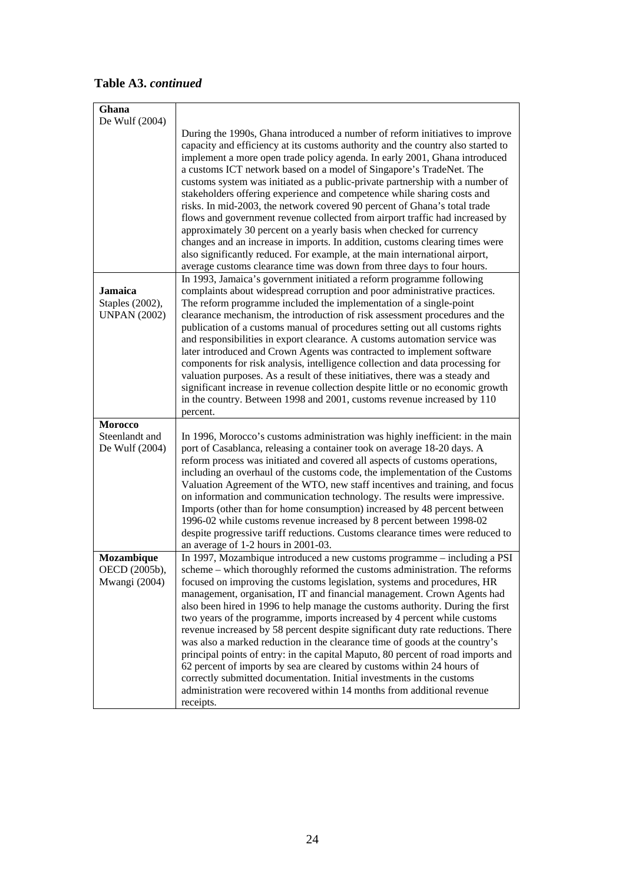**Table A3.** ***continued***

| | |
|---|---|
| **Ghana**<br>De Wulf (2004) | During the 1990s, Ghana introduced a number of reform initiatives to improve capacity and efficiency at its customs authority and the country also started to implement a more open trade policy agenda. In early 2001, Ghana introduced a customs ICT network based on a model of Singapore's TradeNet. The customs system was initiated as a public-private partnership with a number of stakeholders offering experience and competence while sharing costs and risks. In mid-2003, the network covered 90 percent of Ghana's total trade flows and government revenue collected from airport traffic had increased by approximately 30 percent on a yearly basis when checked for currency changes and an increase in imports. In addition, customs clearing times were also significantly reduced. For example, at the main international airport, average customs clearance time was down from three days to four hours. |
| **Jamaica**<br>Staples (2002),<br>UNPAN (2002) | In 1993, Jamaica's government initiated a reform programme following complaints about widespread corruption and poor administrative practices. The reform programme included the implementation of a single-point clearance mechanism, the introduction of risk assessment procedures and the publication of a customs manual of procedures setting out all customs rights and responsibilities in export clearance. A customs automation service was later introduced and Crown Agents was contracted to implement software components for risk analysis, intelligence collection and data processing for valuation purposes. As a result of these initiatives, there was a steady and significant increase in revenue collection despite little or no economic growth in the country. Between 1998 and 2001, customs revenue increased by 110 percent. |
| **Morocco**<br>Steenlandt and De Wulf (2004) | In 1996, Morocco's customs administration was highly inefficient: in the main port of Casablanca, releasing a container took on average 18-20 days. A reform process was initiated and covered all aspects of customs operations, including an overhaul of the customs code, the implementation of the Customs Valuation Agreement of the WTO, new staff incentives and training, and focus on information and communication technology. The results were impressive. Imports (other than for home consumption) increased by 48 percent between 1996-02 while customs revenue increased by 8 percent between 1998-02 despite progressive tariff reductions. Customs clearance times were reduced to an average of 1-2 hours in 2001-03. |
| **Mozambique**<br>OECD (2005b),<br>Mwangi (2004) | In 1997, Mozambique introduced a new customs programme – including a PSI scheme – which thoroughly reformed the customs administration. The reforms focused on improving the customs legislation, systems and procedures, HR management, organisation, IT and financial management. Crown Agents had also been hired in 1996 to help manage the customs authority. During the first two years of the programme, imports increased by 4 percent while customs revenue increased by 58 percent despite significant duty rate reductions. There was also a marked reduction in the clearance time of goods at the country's principal points of entry: in the capital Maputo, 80 percent of road imports and 62 percent of imports by sea are cleared by customs within 24 hours of correctly submitted documentation. Initial investments in the customs administration were recovered within 14 months from additional revenue receipts. |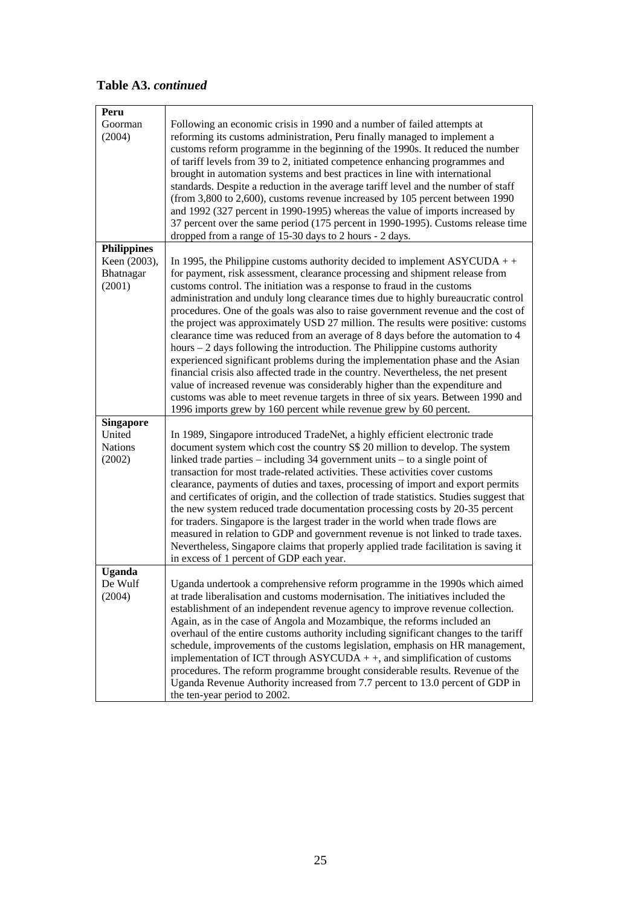## Table A3. *continued*

| | |
|---|---|
| **Peru** | |
| Goorman (2004) | Following an economic crisis in 1990 and a number of failed attempts at reforming its customs administration, Peru finally managed to implement a customs reform programme in the beginning of the 1990s. It reduced the number of tariff levels from 39 to 2, initiated competence enhancing programmes and brought in automation systems and best practices in line with international standards. Despite a reduction in the average tariff level and the number of staff (from 3,800 to 2,600), customs revenue increased by 105 percent between 1990 and 1992 (327 percent in 1990-1995) whereas the value of imports increased by 37 percent over the same period (175 percent in 1990-1995). Customs release time dropped from a range of 15-30 days to 2 hours - 2 days. |
| **Philippines** | |
| Keen (2003), Bhatnagar (2001) | In 1995, the Philippine customs authority decided to implement ASYCUDA + + for payment, risk assessment, clearance processing and shipment release from customs control. The initiation was a response to fraud in the customs administration and unduly long clearance times due to highly bureaucratic control procedures. One of the goals was also to raise government revenue and the cost of the project was approximately USD 27 million. The results were positive: customs clearance time was reduced from an average of 8 days before the automation to 4 hours – 2 days following the introduction. The Philippine customs authority experienced significant problems during the implementation phase and the Asian financial crisis also affected trade in the country. Nevertheless, the net present value of increased revenue was considerably higher than the expenditure and customs was able to meet revenue targets in three of six years. Between 1990 and 1996 imports grew by 160 percent while revenue grew by 60 percent. |
| **Singapore** | |
| United Nations (2002) | In 1989, Singapore introduced TradeNet, a highly efficient electronic trade document system which cost the country S$ 20 million to develop. The system linked trade parties – including 34 government units – to a single point of transaction for most trade-related activities. These activities cover customs clearance, payments of duties and taxes, processing of import and export permits and certificates of origin, and the collection of trade statistics. Studies suggest that the new system reduced trade documentation processing costs by 20-35 percent for traders. Singapore is the largest trader in the world when trade flows are measured in relation to GDP and government revenue is not linked to trade taxes. Nevertheless, Singapore claims that properly applied trade facilitation is saving it in excess of 1 percent of GDP each year. |
| **Uganda** | |
| De Wulf (2004) | Uganda undertook a comprehensive reform programme in the 1990s which aimed at trade liberalisation and customs modernisation. The initiatives included the establishment of an independent revenue agency to improve revenue collection. Again, as in the case of Angola and Mozambique, the reforms included an overhaul of the entire customs authority including significant changes to the tariff schedule, improvements of the customs legislation, emphasis on HR management, implementation of ICT through ASYCUDA + +, and simplification of customs procedures. The reform programme brought considerable results. Revenue of the Uganda Revenue Authority increased from 7.7 percent to 13.0 percent of GDP in the ten-year period to 2002. |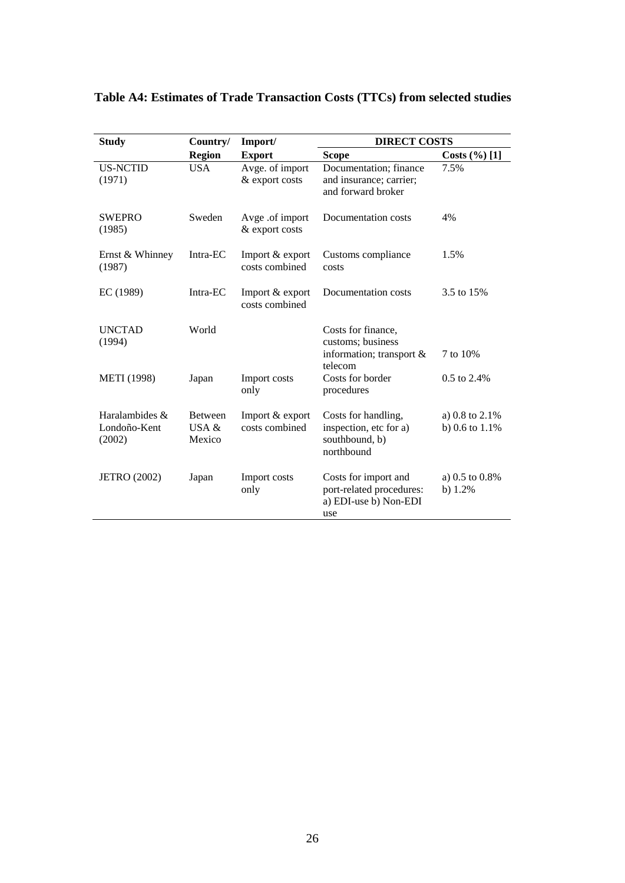**Table A4: Estimates of Trade Transaction Costs (TTCs) from selected studies**

| Study | Country/ Region | Import/ Export | DIRECT COSTS | |
|---|---|---|---|---|
| | | | Scope | Costs (%) [1] |
| US-NCTID (1971) | USA | Avge. of import & export costs | Documentation; finance and insurance; carrier; and forward broker | 7.5% |
| SWEPRO (1985) | Sweden | Avge .of import & export costs | Documentation costs | 4% |
| Ernst & Whinney (1987) | Intra-EC | Import & export costs combined | Customs compliance costs | 1.5% |
| EC (1989) | Intra-EC | Import & export costs combined | Documentation costs | 3.5 to 15% |
| UNCTAD (1994) | World | | Costs for finance, customs; business information; transport & telecom | 7 to 10% |
| METI (1998) | Japan | Import costs only | Costs for border procedures | 0.5 to 2.4% |
| Haralambides & Londoño-Kent (2002) | Between USA & Mexico | Import & export costs combined | Costs for handling, inspection, etc for a) southbound, b) northbound | a) 0.8 to 2.1% b) 0.6 to 1.1% |
| JETRO (2002) | Japan | Import costs only | Costs for import and port-related procedures: a) EDI-use b) Non-EDI use | a) 0.5 to 0.8% b) 1.2% |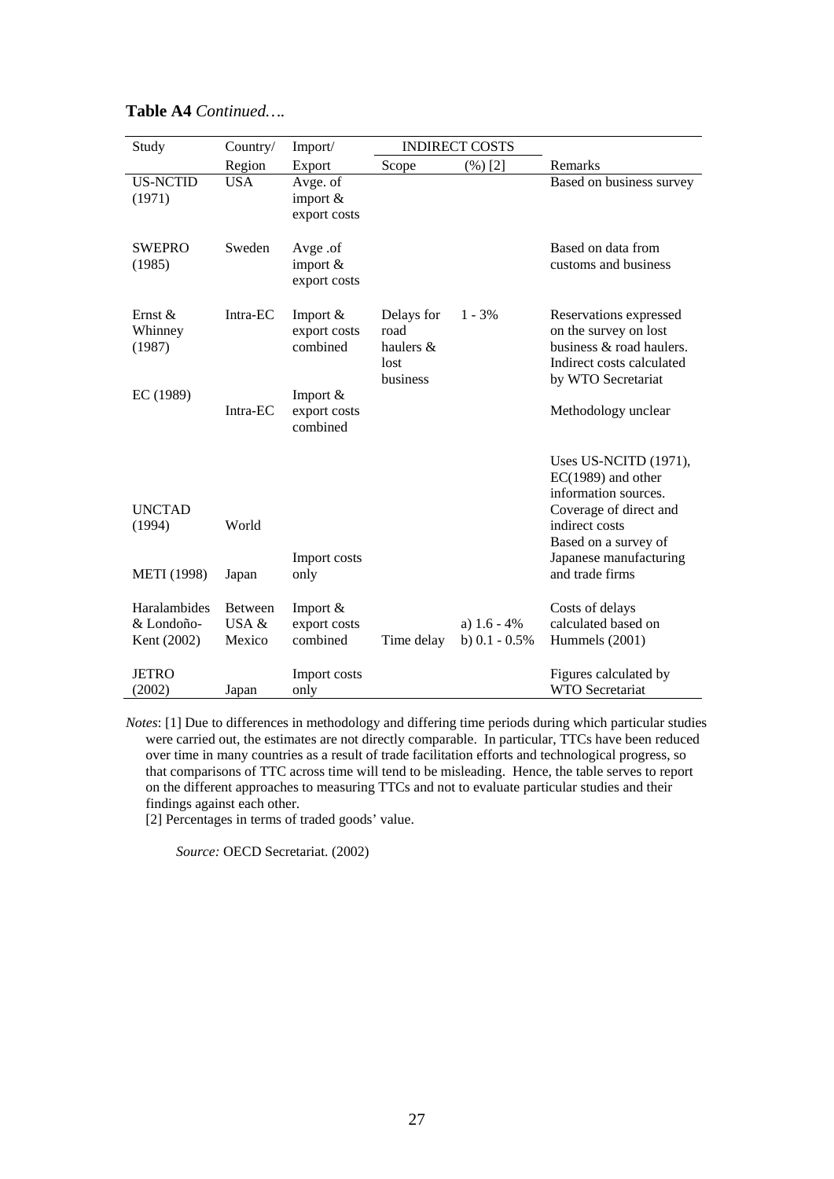**Table A4** *Continued….*

| Study | Country/ Region | Import/ Export | INDIRECT COSTS | | Remarks |
|---|---|---|---|---|---|
| | | | Scope | (%) [2] | |
| US-NCTID (1971) | USA | Avge. of import & export costs | | | Based on business survey |
| SWEPRO (1985) | Sweden | Avge .of import & export costs | | | Based on data from customs and business |
| Ernst & Whinney (1987) | Intra-EC | Import & export costs combined | Delays for road haulers & lost business | 1 - 3% | Reservations expressed on the survey on lost business & road haulers. Indirect costs calculated by WTO Secretariat |
| EC (1989) | Intra-EC | Import & export costs combined | | | Methodology unclear |
| UNCTAD (1994) | World | | | | Uses US-NCITD (1971), EC(1989) and other information sources. Coverage of direct and indirect costs |
| METI (1998) | Japan | Import costs only | | | Based on a survey of Japanese manufacturing and trade firms |
| Haralambides & Londoño-Kent (2002) | Between USA & Mexico | Import & export costs combined | Time delay | a) 1.6 - 4% b) 0.1 - 0.5% | Costs of delays calculated based on Hummels (2001) |
| JETRO (2002) | Japan | Import costs only | | | Figures calculated by WTO Secretariat |

*Notes*: [1] Due to differences in methodology and differing time periods during which particular studies were carried out, the estimates are not directly comparable. In particular, TTCs have been reduced over time in many countries as a result of trade facilitation efforts and technological progress, so that comparisons of TTC across time will tend to be misleading. Hence, the table serves to report on the different approaches to measuring TTCs and not to evaluate particular studies and their findings against each other.
[2] Percentages in terms of traded goods' value.

*Source:* OECD Secretariat. (2002)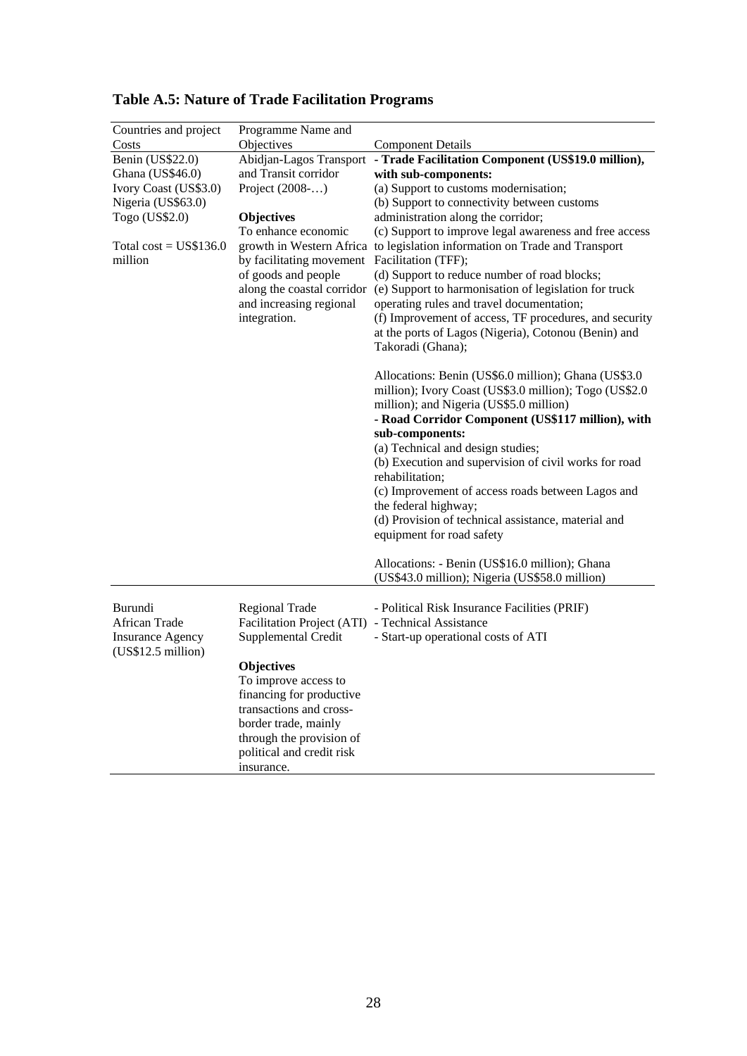## Table A.5: Nature of Trade Facilitation Programs

| Countries and project Costs | Programme Name and Objectives | Component Details |
|---|---|---|
| Benin (US$22.0)<br>Ghana (US$46.0)<br>Ivory Coast (US$3.0)<br>Nigeria (US$63.0)<br>Togo (US$2.0)<br><br>Total cost = US$136.0 million | Abidjan-Lagos Transport and Transit corridor Project (2008-…)<br><br>**Objectives**<br>To enhance economic growth in Western Africa by facilitating movement of goods and people along the coastal corridor and increasing regional integration. | **- Trade Facilitation Component (US$19.0 million), with sub-components:**<br>(a) Support to customs modernisation;<br>(b) Support to connectivity between customs administration along the corridor;<br>(c) Support to improve legal awareness and free access to legislation information on Trade and Transport Facilitation (TFF);<br>(d) Support to reduce number of road blocks;<br>(e) Support to harmonisation of legislation for truck operating rules and travel documentation;<br>(f) Improvement of access, TF procedures, and security at the ports of Lagos (Nigeria), Cotonou (Benin) and Takoradi (Ghana);<br><br>Allocations: Benin (US$6.0 million); Ghana (US$3.0 million); Ivory Coast (US$3.0 million); Togo (US$2.0 million); and Nigeria (US$5.0 million)<br>**- Road Corridor Component (US$117 million), with sub-components:**<br>(a) Technical and design studies;<br>(b) Execution and supervision of civil works for road rehabilitation;<br>(c) Improvement of access roads between Lagos and the federal highway;<br>(d) Provision of technical assistance, material and equipment for road safety<br><br>Allocations: - Benin (US$16.0 million); Ghana (US$43.0 million); Nigeria (US$58.0 million) |
| Burundi<br>African Trade Insurance Agency (US$12.5 million) | Regional Trade Facilitation Project (ATI) Supplemental Credit<br><br>**Objectives**<br>To improve access to financing for productive transactions and cross-border trade, mainly through the provision of political and credit risk insurance. | - Political Risk Insurance Facilities (PRIF)<br>- Technical Assistance<br>- Start-up operational costs of ATI |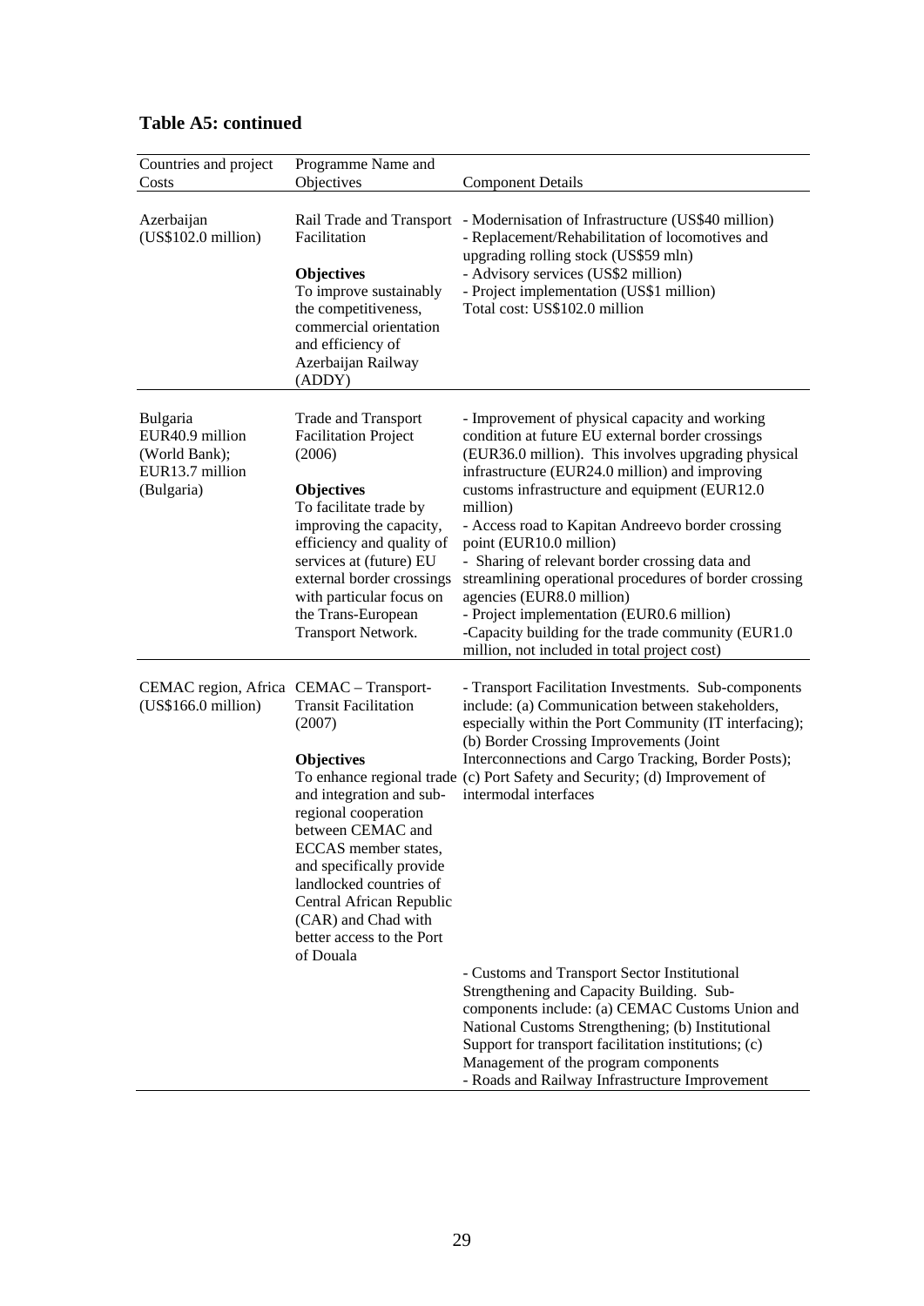## Table A5: continued

| Countries and project Costs | Programme Name and Objectives | Component Details |
|---|---|---|
| Azerbaijan (US$102.0 million) | Rail Trade and Transport Facilitation<br><br>**Objectives**<br>To improve sustainably the competitiveness, commercial orientation and efficiency of Azerbaijan Railway (ADDY) | - Modernisation of Infrastructure (US$40 million)<br>- Replacement/Rehabilitation of locomotives and upgrading rolling stock (US$59 mln)<br>- Advisory services (US$2 million)<br>- Project implementation (US$1 million)<br>Total cost: US$102.0 million |
| Bulgaria EUR40.9 million (World Bank); EUR13.7 million (Bulgaria) | Trade and Transport Facilitation Project (2006)<br><br>**Objectives**<br>To facilitate trade by improving the capacity, efficiency and quality of services at (future) EU external border crossings with particular focus on the Trans-European Transport Network. | - Improvement of physical capacity and working condition at future EU external border crossings (EUR36.0 million). This involves upgrading physical infrastructure (EUR24.0 million) and improving customs infrastructure and equipment (EUR12.0 million)<br>- Access road to Kapitan Andreevo border crossing point (EUR10.0 million)<br>- Sharing of relevant border crossing data and streamlining operational procedures of border crossing agencies (EUR8.0 million)<br>- Project implementation (EUR0.6 million)<br>-Capacity building for the trade community (EUR1.0 million, not included in total project cost) |
| CEMAC region, Africa (US$166.0 million) | CEMAC – Transport-Transit Facilitation (2007)<br><br>**Objectives**<br>To enhance regional trade and integration and sub-regional cooperation between CEMAC and ECCAS member states, and specifically provide landlocked countries of Central African Republic (CAR) and Chad with better access to the Port of Douala | - Transport Facilitation Investments. Sub-components include: (a) Communication between stakeholders, especially within the Port Community (IT interfacing); (b) Border Crossing Improvements (Joint Interconnections and Cargo Tracking, Border Posts); (c) Port Safety and Security; (d) Improvement of intermodal interfaces<br><br>- Customs and Transport Sector Institutional Strengthening and Capacity Building. Sub-components include: (a) CEMAC Customs Union and National Customs Strengthening; (b) Institutional Support for transport facilitation institutions; (c) Management of the program components<br>- Roads and Railway Infrastructure Improvement |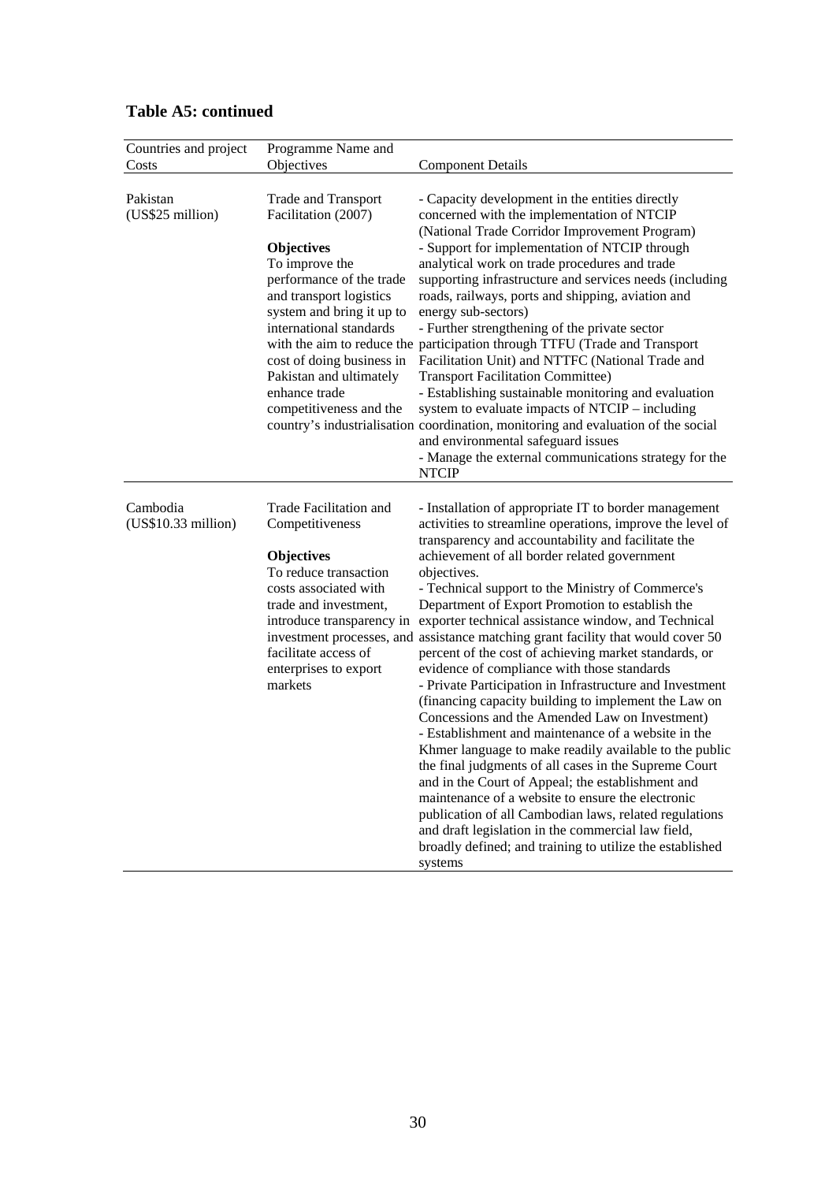## Table A5: continued

| Countries and project Costs | Programme Name and Objectives | Component Details |
|---|---|---|
| Pakistan (US$25 million) | Trade and Transport Facilitation (2007)<br><br>**Objectives**<br>To improve the performance of the trade and transport logistics system and bring it up to international standards with the aim to reduce the cost of doing business in Pakistan and ultimately enhance trade competitiveness and the country's industrialisation | - Capacity development in the entities directly concerned with the implementation of NTCIP (National Trade Corridor Improvement Program)<br>- Support for implementation of NTCIP through analytical work on trade procedures and trade supporting infrastructure and services needs (including roads, railways, ports and shipping, aviation and energy sub-sectors)<br>- Further strengthening of the private sector participation through TTFU (Trade and Transport Facilitation Unit) and NTTFC (National Trade and Transport Facilitation Committee)<br>- Establishing sustainable monitoring and evaluation system to evaluate impacts of NTCIP – including coordination, monitoring and evaluation of the social and environmental safeguard issues<br>- Manage the external communications strategy for the NTCIP |
| Cambodia (US$10.33 million) | Trade Facilitation and Competitiveness<br><br>**Objectives**<br>To reduce transaction costs associated with trade and investment, introduce transparency in investment processes, and facilitate access of enterprises to export markets | - Installation of appropriate IT to border management activities to streamline operations, improve the level of transparency and accountability and facilitate the achievement of all border related government objectives.<br>- Technical support to the Ministry of Commerce's Department of Export Promotion to establish the exporter technical assistance window, and Technical assistance matching grant facility that would cover 50 percent of the cost of achieving market standards, or evidence of compliance with those standards<br>- Private Participation in Infrastructure and Investment (financing capacity building to implement the Law on Concessions and the Amended Law on Investment)<br>- Establishment and maintenance of a website in the Khmer language to make readily available to the public the final judgments of all cases in the Supreme Court and in the Court of Appeal; the establishment and maintenance of a website to ensure the electronic publication of all Cambodian laws, related regulations and draft legislation in the commercial law field, broadly defined; and training to utilize the established systems |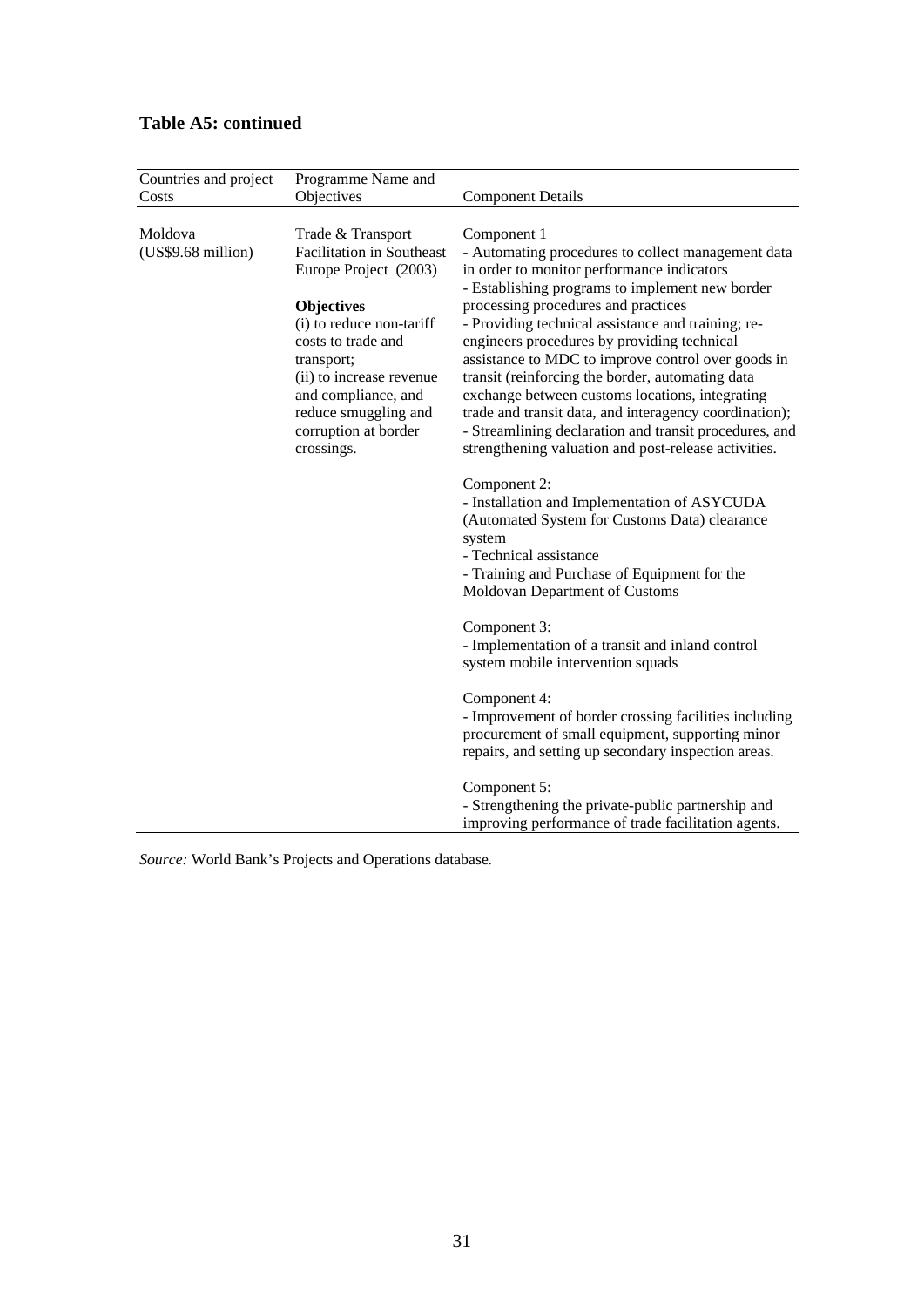## Table A5: continued

| Countries and project Costs | Programme Name and Objectives | Component Details |
|---|---|---|
| Moldova (US$9.68 million) | Trade & Transport Facilitation in Southeast Europe Project (2003)<br><br>**Objectives**<br>(i) to reduce non-tariff costs to trade and transport;<br>(ii) to increase revenue and compliance, and reduce smuggling and corruption at border crossings. | Component 1<br>- Automating procedures to collect management data in order to monitor performance indicators<br>- Establishing programs to implement new border processing procedures and practices<br>- Providing technical assistance and training; re-engineers procedures by providing technical assistance to MDC to improve control over goods in transit (reinforcing the border, automating data exchange between customs locations, integrating trade and transit data, and interagency coordination);<br>- Streamlining declaration and transit procedures, and strengthening valuation and post-release activities.<br><br>Component 2:<br>- Installation and Implementation of ASYCUDA (Automated System for Customs Data) clearance system<br>- Technical assistance<br>- Training and Purchase of Equipment for the Moldovan Department of Customs<br><br>Component 3:<br>- Implementation of a transit and inland control system mobile intervention squads<br><br>Component 4:<br>- Improvement of border crossing facilities including procurement of small equipment, supporting minor repairs, and setting up secondary inspection areas.<br><br>Component 5:<br>- Strengthening the private-public partnership and improving performance of trade facilitation agents. |

*Source:* World Bank's Projects and Operations database*.*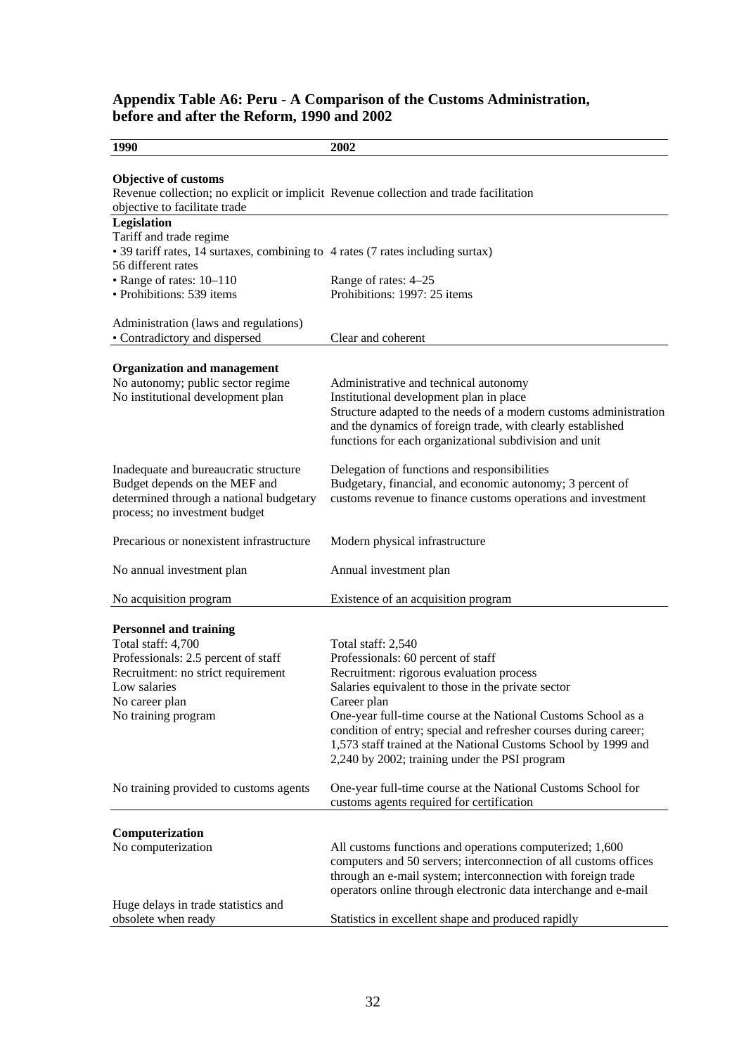## Appendix Table A6: Peru - A Comparison of the Customs Administration, before and after the Reform, 1990 and 2002

| 1990 | 2002 |
|---|---|
| **Objective of customs** | |
| Revenue collection; no explicit or implicit objective to facilitate trade | Revenue collection and trade facilitation |
| **Legislation** | |
| Tariff and trade regime | |
| • 39 tariff rates, 14 surtaxes, combining to 56 different rates | 4 rates (7 rates including surtax) |
| • Range of rates: 10–110 | Range of rates: 4–25 |
| • Prohibitions: 539 items | Prohibitions: 1997: 25 items |
| Administration (laws and regulations) | |
| • Contradictory and dispersed | Clear and coherent |
| **Organization and management** | |
| No autonomy; public sector regime | Administrative and technical autonomy |
| No institutional development plan | Institutional development plan in place |
| | Structure adapted to the needs of a modern customs administration and the dynamics of foreign trade, with clearly established functions for each organizational subdivision and unit |
| Inadequate and bureaucratic structure | Delegation of functions and responsibilities |
| Budget depends on the MEF and determined through a national budgetary process; no investment budget | Budgetary, financial, and economic autonomy; 3 percent of customs revenue to finance customs operations and investment |
| Precarious or nonexistent infrastructure | Modern physical infrastructure |
| No annual investment plan | Annual investment plan |
| No acquisition program | Existence of an acquisition program |
| **Personnel and training** | |
| Total staff: 4,700 | Total staff: 2,540 |
| Professionals: 2.5 percent of staff | Professionals: 60 percent of staff |
| Recruitment: no strict requirement | Recruitment: rigorous evaluation process |
| Low salaries | Salaries equivalent to those in the private sector |
| No career plan | Career plan |
| No training program | One-year full-time course at the National Customs School as a condition of entry; special and refresher courses during career; 1,573 staff trained at the National Customs School by 1999 and 2,240 by 2002; training under the PSI program |
| No training provided to customs agents | One-year full-time course at the National Customs School for customs agents required for certification |
| **Computerization** | |
| No computerization | All customs functions and operations computerized; 1,600 computers and 50 servers; interconnection of all customs offices through an e-mail system; interconnection with foreign trade operators online through electronic data interchange and e-mail |
| Huge delays in trade statistics and obsolete when ready | Statistics in excellent shape and produced rapidly |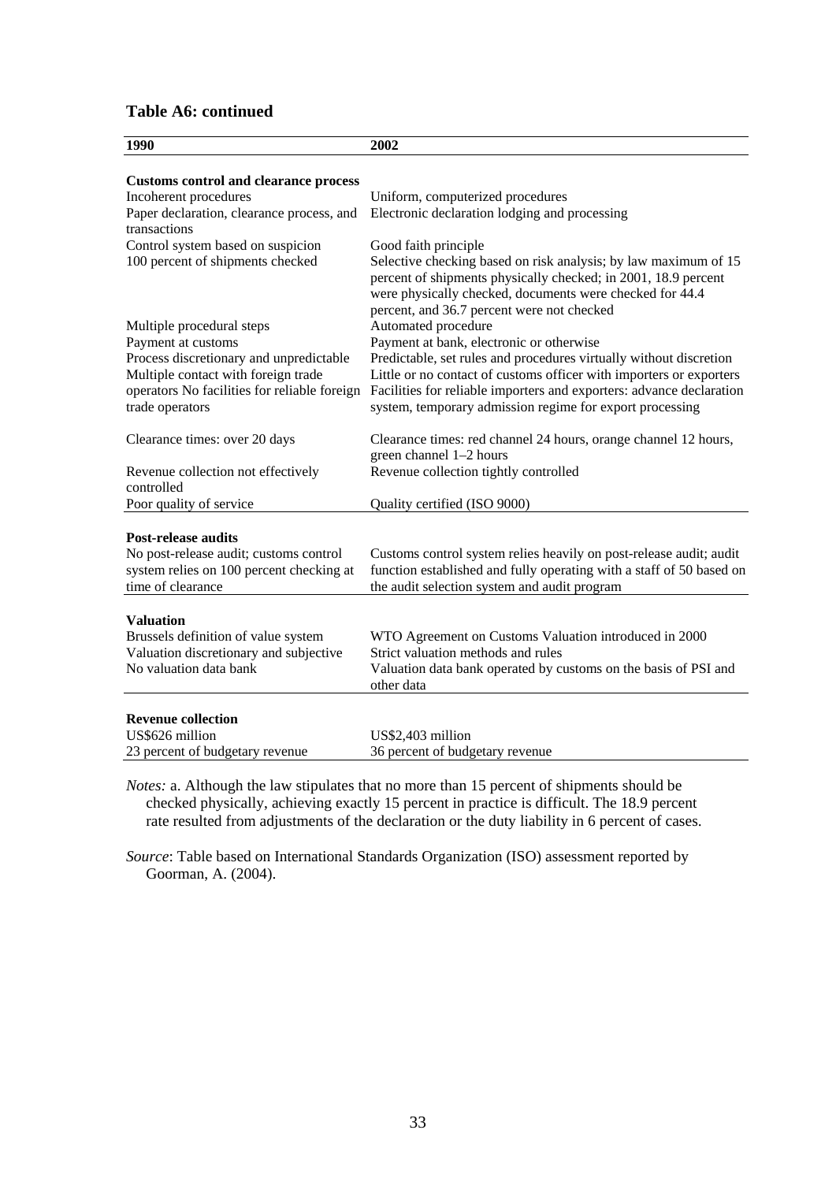**Table A6: continued**

| 1990 | 2002 |
|---|---|
| **Customs control and clearance process** | |
| Incoherent procedures | Uniform, computerized procedures |
| Paper declaration, clearance process, and transactions | Electronic declaration lodging and processing |
| Control system based on suspicion | Good faith principle |
| 100 percent of shipments checked | Selective checking based on risk analysis; by law maximum of 15 percent of shipments physically checked; in 2001, 18.9 percent were physically checked, documents were checked for 44.4 percent, and 36.7 percent were not checked |
| Multiple procedural steps | Automated procedure |
| Payment at customs | Payment at bank, electronic or otherwise |
| Process discretionary and unpredictable | Predictable, set rules and procedures virtually without discretion |
| Multiple contact with foreign trade operators | Little or no contact of customs officer with importers or exporters |
| No facilities for reliable foreign trade operators | Facilities for reliable importers and exporters: advance declaration system, temporary admission regime for export processing |
| Clearance times: over 20 days | Clearance times: red channel 24 hours, orange channel 12 hours, green channel 1–2 hours |
| Revenue collection not effectively controlled | Revenue collection tightly controlled |
| Poor quality of service | Quality certified (ISO 9000) |
| **Post-release audits** | |
| No post-release audit; customs control system relies on 100 percent checking at time of clearance | Customs control system relies heavily on post-release audit; audit function established and fully operating with a staff of 50 based on the audit selection system and audit program |
| **Valuation** | |
| Brussels definition of value system | WTO Agreement on Customs Valuation introduced in 2000 |
| Valuation discretionary and subjective | Strict valuation methods and rules |
| No valuation data bank | Valuation data bank operated by customs on the basis of PSI and other data |
| **Revenue collection** | |
| US$626 million | US$2,403 million |
| 23 percent of budgetary revenue | 36 percent of budgetary revenue |

*Notes:* a. Although the law stipulates that no more than 15 percent of shipments should be checked physically, achieving exactly 15 percent in practice is difficult. The 18.9 percent rate resulted from adjustments of the declaration or the duty liability in 6 percent of cases.

*Source*: Table based on International Standards Organization (ISO) assessment reported by Goorman, A. (2004).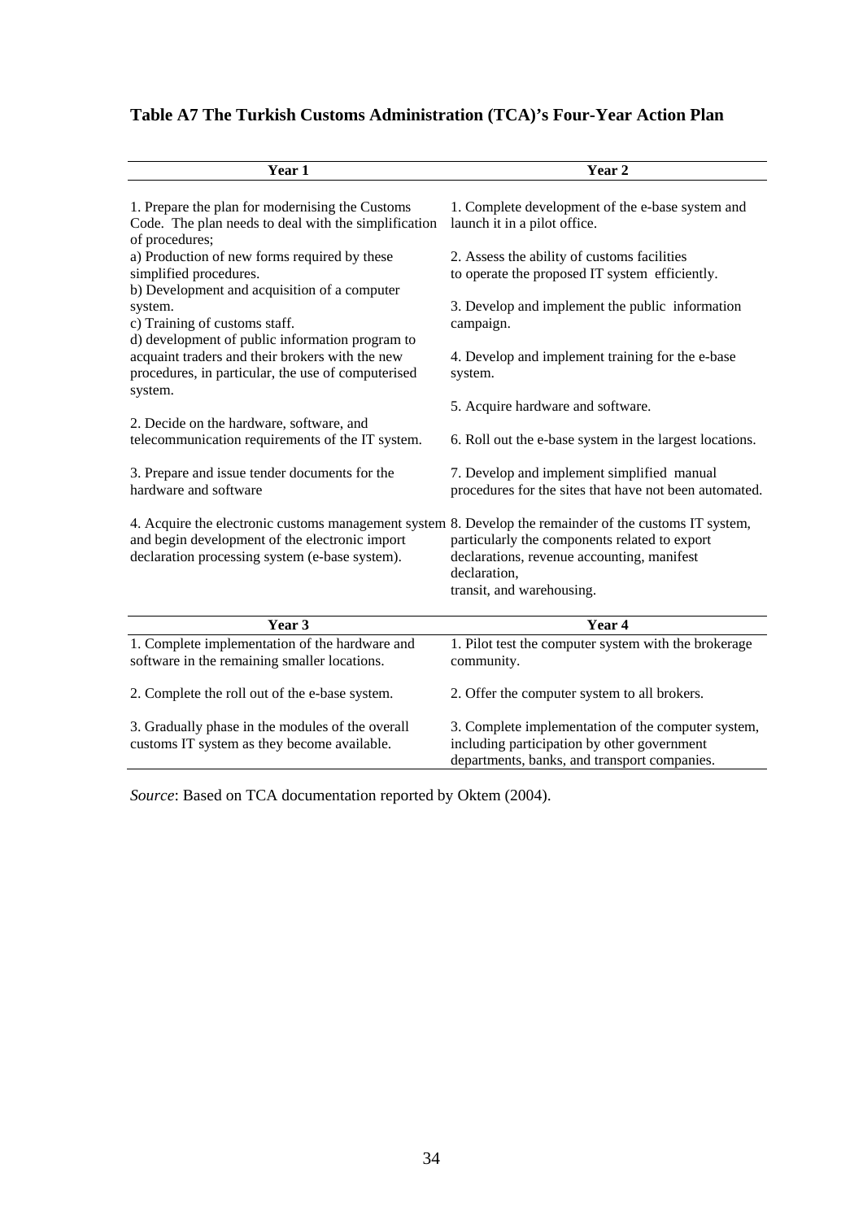## Table A7 The Turkish Customs Administration (TCA)'s Four-Year Action Plan

| Year 1 | Year 2 |
|---|---|
| 1. Prepare the plan for modernising the Customs Code. The plan needs to deal with the simplification of procedures;<br>a) Production of new forms required by these simplified procedures.<br>b) Development and acquisition of a computer system.<br>c) Training of customs staff.<br>d) development of public information program to acquaint traders and their brokers with the new procedures, in particular, the use of computerised system. | 1. Complete development of the e-base system and launch it in a pilot office.<br>2. Assess the ability of customs facilities to operate the proposed IT system efficiently.<br>3. Develop and implement the public information campaign.<br>4. Develop and implement training for the e-base system.<br>5. Acquire hardware and software. |
| 2. Decide on the hardware, software, and telecommunication requirements of the IT system. | 6. Roll out the e-base system in the largest locations. |
| 3. Prepare and issue tender documents for the hardware and software | 7. Develop and implement simplified manual procedures for the sites that have not been automated. |
| 4. Acquire the electronic customs management system and begin development of the electronic import declaration processing system (e-base system). | 8. Develop the remainder of the customs IT system, particularly the components related to export declarations, revenue accounting, manifest declaration, transit, and warehousing. |
| **Year 3** | **Year 4** |
| 1. Complete implementation of the hardware and software in the remaining smaller locations. | 1. Pilot test the computer system with the brokerage community. |
| 2. Complete the roll out of the e-base system. | 2. Offer the computer system to all brokers. |
| 3. Gradually phase in the modules of the overall customs IT system as they become available. | 3. Complete implementation of the computer system, including participation by other government departments, banks, and transport companies. |

*Source*: Based on TCA documentation reported by Oktem (2004).